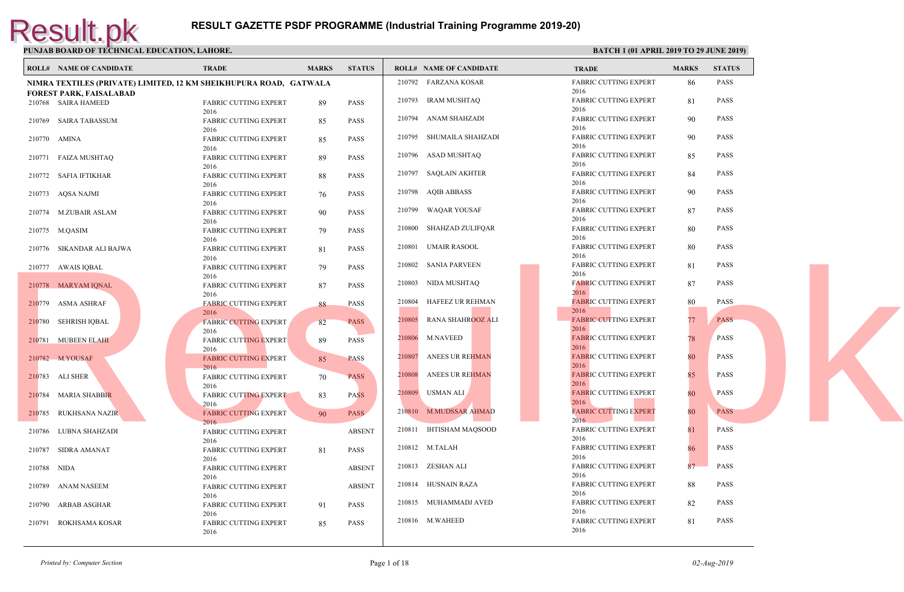# RESULT GAZETTE PSDF PROGRAMME (Industrial Training Programme 2019-20)

**PUNJAB BOARD OF TECHNICAL EDUCATION, LAHORE.**

**BATCH 1 (01 APRIL 2019 TO 29 JUNE 2019)**

**NIMRA TEXTILES (PRIVATE) LIMITED, 12 KM SHEIKHUPURA ROAD, GATWALA FOREST PARK, FAISALABAD**

| ROLL# | NAME OF CANDIDATE | TRADE | MARKS | STATUS |
|---|---|---|---|---|
| 210768 | SAIRA HAMEED | FABRIC CUTTING EXPERT 2016 | 89 | PASS |
| 210769 | SAIRA TABASSUM | FABRIC CUTTING EXPERT 2016 | 85 | PASS |
| 210770 | AMINA | FABRIC CUTTING EXPERT 2016 | 85 | PASS |
| 210771 | FAIZA MUSHTAQ | FABRIC CUTTING EXPERT 2016 | 89 | PASS |
| 210772 | SAFIA IFTIKHAR | FABRIC CUTTING EXPERT 2016 | 88 | PASS |
| 210773 | AQSA NAJMI | FABRIC CUTTING EXPERT 2016 | 76 | PASS |
| 210774 | M.ZUBAIR ASLAM | FABRIC CUTTING EXPERT 2016 | 90 | PASS |
| 210775 | M.QASIM | FABRIC CUTTING EXPERT 2016 | 79 | PASS |
| 210776 | SIKANDAR ALI BAJWA | FABRIC CUTTING EXPERT 2016 | 81 | PASS |
| 210777 | AWAIS IQBAL | FABRIC CUTTING EXPERT 2016 | 79 | PASS |
| 210778 | MARYAM IQNAL | FABRIC CUTTING EXPERT 2016 | 87 | PASS |
| 210779 | ASMA ASHRAF | FABRIC CUTTING EXPERT 2016 | 88 | PASS |
| 210780 | SEHRISH IQBAL | FABRIC CUTTING EXPERT 2016 | 82 | PASS |
| 210781 | MUBEEN ELAHI | FABRIC CUTTING EXPERT 2016 | 89 | PASS |
| 210782 | M.YOUSAF | FABRIC CUTTING EXPERT 2016 | 85 | PASS |
| 210783 | ALI SHER | FABRIC CUTTING EXPERT 2016 | 70 | PASS |
| 210784 | MARIA SHABBIR | FABRIC CUTTING EXPERT 2016 | 83 | PASS |
| 210785 | RUKHSANA NAZIR | FABRIC CUTTING EXPERT 2016 | 90 | PASS |
| 210786 | LUBNA SHAHZADI | FABRIC CUTTING EXPERT 2016 | | ABSENT |
| 210787 | SIDRA AMANAT | FABRIC CUTTING EXPERT 2016 | 81 | PASS |
| 210788 | NIDA | FABRIC CUTTING EXPERT 2016 | | ABSENT |
| 210789 | ANAM NASEEM | FABRIC CUTTING EXPERT 2016 | | ABSENT |
| 210790 | ARBAB ASGHAR | FABRIC CUTTING EXPERT 2016 | 91 | PASS |
| 210791 | ROKHSAMA KOSAR | FABRIC CUTTING EXPERT 2016 | 85 | PASS |
| 210792 | FARZANA KOSAR | FABRIC CUTTING EXPERT 2016 | 86 | PASS |
| 210793 | IRAM MUSHTAQ | FABRIC CUTTING EXPERT 2016 | 81 | PASS |
| 210794 | ANAM SHAHZADI | FABRIC CUTTING EXPERT 2016 | 90 | PASS |
| 210795 | SHUMAILA SHAHZADI | FABRIC CUTTING EXPERT 2016 | 90 | PASS |
| 210796 | ASAD MUSHTAQ | FABRIC CUTTING EXPERT 2016 | 85 | PASS |
| 210797 | SAQLAIN AKHTER | FABRIC CUTTING EXPERT 2016 | 84 | PASS |
| 210798 | AQIB ABBASS | FABRIC CUTTING EXPERT 2016 | 90 | PASS |
| 210799 | WAQAR YOUSAF | FABRIC CUTTING EXPERT 2016 | 87 | PASS |
| 210800 | SHAHZAD ZULIFQAR | FABRIC CUTTING EXPERT 2016 | 80 | PASS |
| 210801 | UMAIR RASOOL | FABRIC CUTTING EXPERT 2016 | 80 | PASS |
| 210802 | SANIA PARVEEN | FABRIC CUTTING EXPERT 2016 | 81 | PASS |
| 210803 | NIDA MUSHTAQ | FABRIC CUTTING EXPERT 2016 | 87 | PASS |
| 210804 | HAFEEZ UR REHMAN | FABRIC CUTTING EXPERT 2016 | 80 | PASS |
| 210805 | RANA SHAHROOZ ALI | FABRIC CUTTING EXPERT 2016 | 77 | PASS |
| 210806 | M.NAVEED | FABRIC CUTTING EXPERT 2016 | 78 | PASS |
| 210807 | ANEES UR REHMAN | FABRIC CUTTING EXPERT 2016 | 80 | PASS |
| 210808 | ANEES UR REHMAN | FABRIC CUTTING EXPERT 2016 | 85 | PASS |
| 210809 | USMAN ALI | FABRIC CUTTING EXPERT 2016 | 80 | PASS |
| 210810 | M.MUDSSAR AHMAD | FABRIC CUTTING EXPERT 2016 | 80 | PASS |
| 210811 | IHTISHAM MAQSOOD | FABRIC CUTTING EXPERT 2016 | 81 | PASS |
| 210812 | M.TALAH | FABRIC CUTTING EXPERT 2016 | 86 | PASS |
| 210813 | ZESHAN ALI | FABRIC CUTTING EXPERT 2016 | 87 | PASS |
| 210814 | HUSNAIN RAZA | FABRIC CUTTING EXPERT 2016 | 88 | PASS |
| 210815 | MUHAMMADJ AVED | FABRIC CUTTING EXPERT 2016 | 82 | PASS |
| 210816 | M.WAHEED | FABRIC CUTTING EXPERT 2016 | 81 | PASS |

*Printed by: Computer Section*

*02-Aug-2019*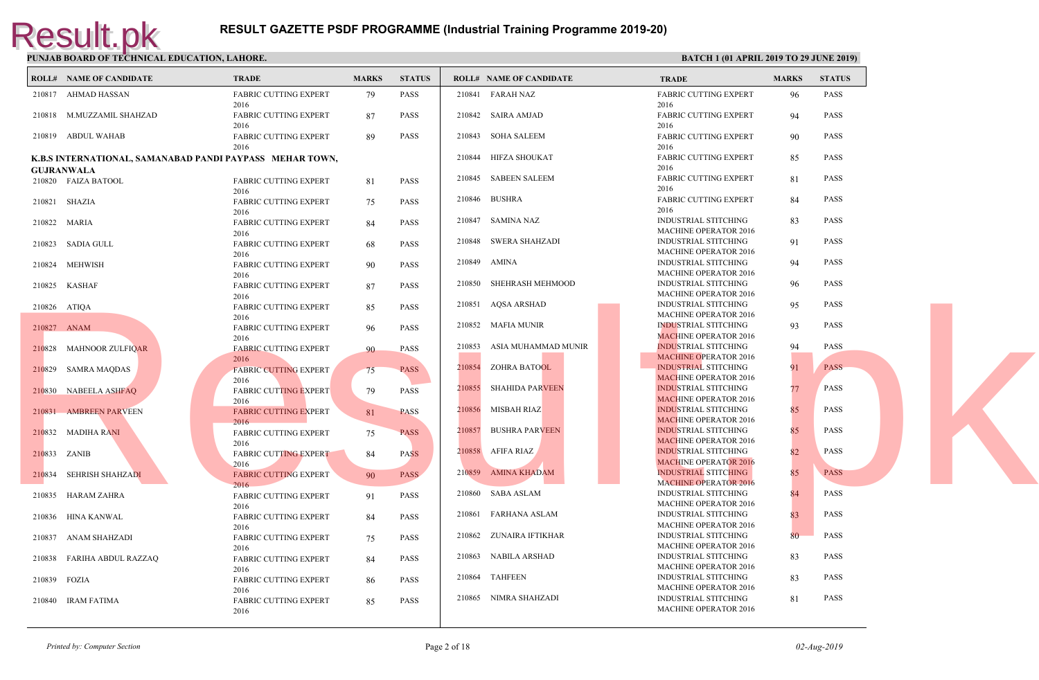# RESULT GAZETTE PSDF PROGRAMME (Industrial Training Programme 2019-20)

**PUNJAB BOARD OF TECHNICAL EDUCATION, LAHORE.**

**BATCH 1 (01 APRIL 2019 TO 29 JUNE 2019)**

| ROLL# | NAME OF CANDIDATE | TRADE | MARKS | STATUS |
|---|---|---|---|---|
| 210817 | AHMAD HASSAN | FABRIC CUTTING EXPERT 2016 | 79 | PASS |
| 210818 | M.MUZZAMIL SHAHZAD | FABRIC CUTTING EXPERT 2016 | 87 | PASS |
| 210819 | ABDUL WAHAB | FABRIC CUTTING EXPERT 2016 | 89 | PASS |

**K.B.S INTERNATIONAL, SAMANABAD PANDI PAYPASS MEHAR TOWN, GUJRANWALA**

| ROLL# | NAME OF CANDIDATE | TRADE | MARKS | STATUS |
|---|---|---|---|---|
| 210820 | FAIZA BATOOL | FABRIC CUTTING EXPERT 2016 | 81 | PASS |
| 210821 | SHAZIA | FABRIC CUTTING EXPERT 2016 | 75 | PASS |
| 210822 | MARIA | FABRIC CUTTING EXPERT 2016 | 84 | PASS |
| 210823 | SADIA GULL | FABRIC CUTTING EXPERT 2016 | 68 | PASS |
| 210824 | MEHWISH | FABRIC CUTTING EXPERT 2016 | 90 | PASS |
| 210825 | KASHAF | FABRIC CUTTING EXPERT 2016 | 87 | PASS |
| 210826 | ATIQA | FABRIC CUTTING EXPERT 2016 | 85 | PASS |
| 210827 | ANAM | FABRIC CUTTING EXPERT 2016 | 96 | PASS |
| 210828 | MAHNOOR ZULFIQAR | FABRIC CUTTING EXPERT 2016 | 90 | PASS |
| 210829 | SAMRA MAQDAS | FABRIC CUTTING EXPERT 2016 | 75 | PASS |
| 210830 | NABEELA ASHFAQ | FABRIC CUTTING EXPERT 2016 | 79 | PASS |
| 210831 | AMBREEN PARVEEN | FABRIC CUTTING EXPERT 2016 | 81 | PASS |
| 210832 | MADIHA RANI | FABRIC CUTTING EXPERT 2016 | 75 | PASS |
| 210833 | ZANIB | FABRIC CUTTING EXPERT 2016 | 84 | PASS |
| 210834 | SEHRISH SHAHZADI | FABRIC CUTTING EXPERT 2016 | 90 | PASS |
| 210835 | HARAM ZAHRA | FABRIC CUTTING EXPERT 2016 | 91 | PASS |
| 210836 | HINA KANWAL | FABRIC CUTTING EXPERT 2016 | 84 | PASS |
| 210837 | ANAM SHAHZADI | FABRIC CUTTING EXPERT 2016 | 75 | PASS |
| 210838 | FARIHA ABDUL RAZZAQ | FABRIC CUTTING EXPERT 2016 | 84 | PASS |
| 210839 | FOZIA | FABRIC CUTTING EXPERT 2016 | 86 | PASS |
| 210840 | IRAM FATIMA | FABRIC CUTTING EXPERT 2016 | 85 | PASS |
| 210841 | FARAH NAZ | FABRIC CUTTING EXPERT 2016 | 96 | PASS |
| 210842 | SAIRA AMJAD | FABRIC CUTTING EXPERT 2016 | 94 | PASS |
| 210843 | SOHA SALEEM | FABRIC CUTTING EXPERT 2016 | 90 | PASS |
| 210844 | HIFZA SHOUKAT | FABRIC CUTTING EXPERT 2016 | 85 | PASS |
| 210845 | SABEEN SALEEM | FABRIC CUTTING EXPERT 2016 | 81 | PASS |
| 210846 | BUSHRA | FABRIC CUTTING EXPERT 2016 | 84 | PASS |
| 210847 | SAMINA NAZ | INDUSTRIAL STITCHING MACHINE OPERATOR 2016 | 83 | PASS |
| 210848 | SWERA SHAHZADI | INDUSTRIAL STITCHING MACHINE OPERATOR 2016 | 91 | PASS |
| 210849 | AMINA | INDUSTRIAL STITCHING MACHINE OPERATOR 2016 | 94 | PASS |
| 210850 | SHEHRASH MEHMOOD | INDUSTRIAL STITCHING MACHINE OPERATOR 2016 | 96 | PASS |
| 210851 | AQSA ARSHAD | INDUSTRIAL STITCHING MACHINE OPERATOR 2016 | 95 | PASS |
| 210852 | MAFIA MUNIR | INDUSTRIAL STITCHING MACHINE OPERATOR 2016 | 93 | PASS |
| 210853 | ASIA MUHAMMAD MUNIR | INDUSTRIAL STITCHING MACHINE OPERATOR 2016 | 94 | PASS |
| 210854 | ZOHRA BATOOL | INDUSTRIAL STITCHING MACHINE OPERATOR 2016 | 91 | PASS |
| 210855 | SHAHIDA PARVEEN | INDUSTRIAL STITCHING MACHINE OPERATOR 2016 | 77 | PASS |
| 210856 | MISBAH RIAZ | INDUSTRIAL STITCHING MACHINE OPERATOR 2016 | 85 | PASS |
| 210857 | BUSHRA PARVEEN | INDUSTRIAL STITCHING MACHINE OPERATOR 2016 | 85 | PASS |
| 210858 | AFIFA RIAZ | INDUSTRIAL STITCHING MACHINE OPERATOR 2016 | 82 | PASS |
| 210859 | AMINA KHADAM | INDUSTRIAL STITCHING MACHINE OPERATOR 2016 | 85 | PASS |
| 210860 | SABA ASLAM | INDUSTRIAL STITCHING MACHINE OPERATOR 2016 | 84 | PASS |
| 210861 | FARHANA ASLAM | INDUSTRIAL STITCHING MACHINE OPERATOR 2016 | 83 | PASS |
| 210862 | ZUNAIRA IFTIKHAR | INDUSTRIAL STITCHING MACHINE OPERATOR 2016 | 80 | PASS |
| 210863 | NABILA ARSHAD | INDUSTRIAL STITCHING MACHINE OPERATOR 2016 | 83 | PASS |
| 210864 | TAHFEEN | INDUSTRIAL STITCHING MACHINE OPERATOR 2016 | 83 | PASS |
| 210865 | NIMRA SHAHZADI | INDUSTRIAL STITCHING MACHINE OPERATOR 2016 | 81 | PASS |

*Printed by: Computer Section*

*02-Aug-2019*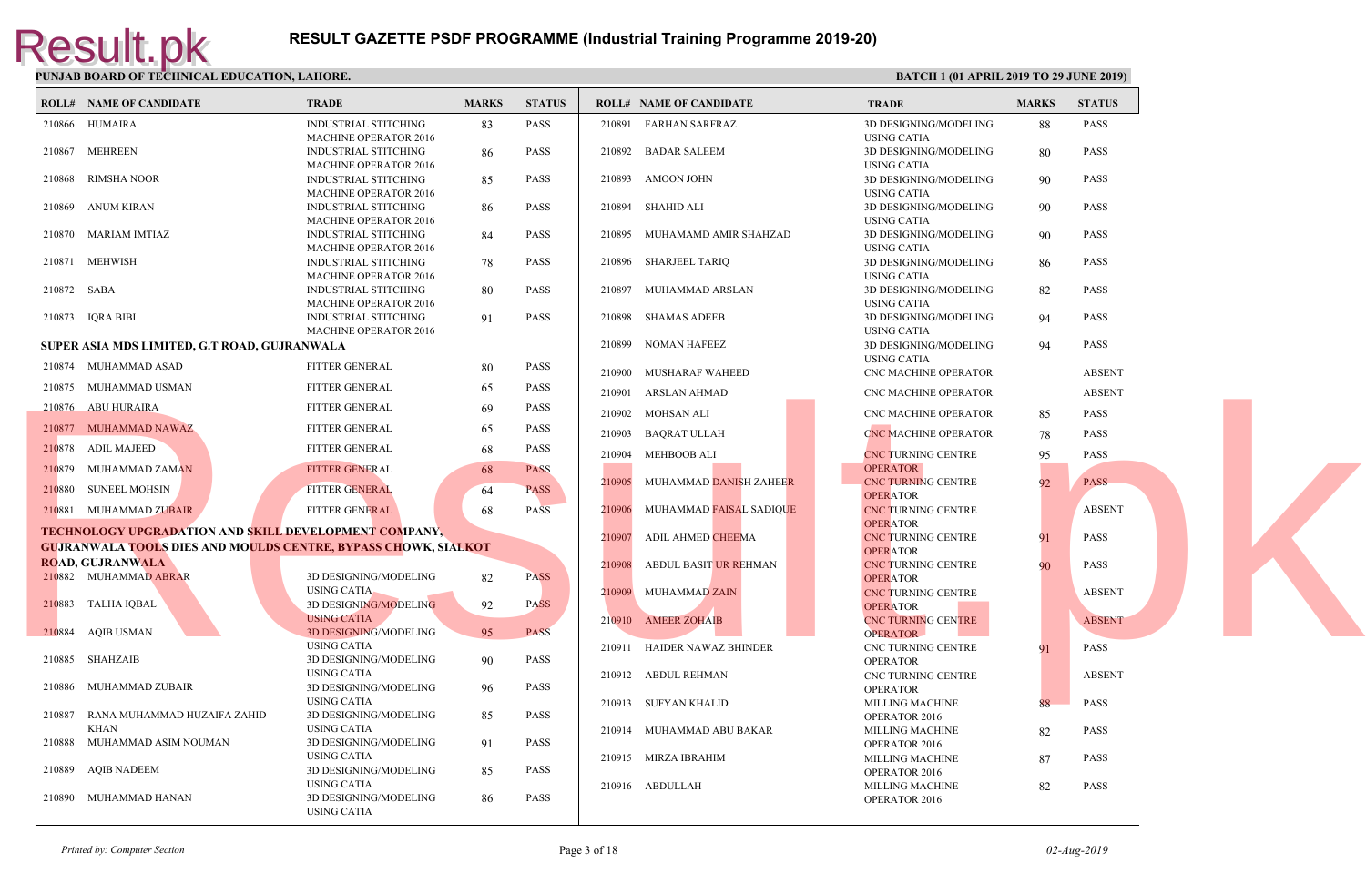# RESULT GAZETTE PSDF PROGRAMME (Industrial Training Programme 2019-20)

**PUNJAB BOARD OF TECHNICAL EDUCATION, LAHORE.** **BATCH 1 (01 APRIL 2019 TO 29 JUNE 2019)**

| ROLL# | NAME OF CANDIDATE | TRADE | MARKS | STATUS |
|---|---|---|---|---|
| 210866 | HUMAIRA | INDUSTRIAL STITCHING MACHINE OPERATOR 2016 | 83 | PASS |
| 210867 | MEHREEN | INDUSTRIAL STITCHING MACHINE OPERATOR 2016 | 86 | PASS |
| 210868 | RIMSHA NOOR | INDUSTRIAL STITCHING MACHINE OPERATOR 2016 | 85 | PASS |
| 210869 | ANUM KIRAN | INDUSTRIAL STITCHING MACHINE OPERATOR 2016 | 86 | PASS |
| 210870 | MARIAM IMTIAZ | INDUSTRIAL STITCHING MACHINE OPERATOR 2016 | 84 | PASS |
| 210871 | MEHWISH | INDUSTRIAL STITCHING MACHINE OPERATOR 2016 | 78 | PASS |
| 210872 | SABA | INDUSTRIAL STITCHING MACHINE OPERATOR 2016 | 80 | PASS |
| 210873 | IQRA BIBI | INDUSTRIAL STITCHING MACHINE OPERATOR 2016 | 91 | PASS |

**SUPER ASIA MDS LIMITED, G.T ROAD, GUJRANWALA**

| ROLL# | NAME OF CANDIDATE | TRADE | MARKS | STATUS |
|---|---|---|---|---|
| 210874 | MUHAMMAD ASAD | FITTER GENERAL | 80 | PASS |
| 210875 | MUHAMMAD USMAN | FITTER GENERAL | 65 | PASS |
| 210876 | ABU HURAIRA | FITTER GENERAL | 69 | PASS |
| 210877 | MUHAMMAD NAWAZ | FITTER GENERAL | 65 | PASS |
| 210878 | ADIL MAJEED | FITTER GENERAL | 68 | PASS |
| 210879 | MUHAMMAD ZAMAN | FITTER GENERAL | 68 | PASS |
| 210880 | SUNEEL MOHSIN | FITTER GENERAL | 64 | PASS |
| 210881 | MUHAMMAD ZUBAIR | FITTER GENERAL | 68 | PASS |

**TECHNOLOGY UPGRADATION AND SKILL DEVELOPMENT COMPANY, GUJRANWALA TOOLS DIES AND MOULDS CENTRE, BYPASS CHOWK, SIALKOT ROAD, GUJRANWALA**

| ROLL# | NAME OF CANDIDATE | TRADE | MARKS | STATUS |
|---|---|---|---|---|
| 210882 | MUHAMMAD ABRAR | 3D DESIGNING/MODELING USING CATIA | 82 | PASS |
| 210883 | TALHA IQBAL | 3D DESIGNING/MODELING USING CATIA | 92 | PASS |
| 210884 | AQIB USMAN | 3D DESIGNING/MODELING USING CATIA | 95 | PASS |
| 210885 | SHAHZAIB | 3D DESIGNING/MODELING USING CATIA | 90 | PASS |
| 210886 | MUHAMMAD ZUBAIR | 3D DESIGNING/MODELING USING CATIA | 96 | PASS |
| 210887 | RANA MUHAMMAD HUZAIFA ZAHID KHAN | 3D DESIGNING/MODELING USING CATIA | 85 | PASS |
| 210888 | MUHAMMAD ASIM NOUMAN | 3D DESIGNING/MODELING USING CATIA | 91 | PASS |
| 210889 | AQIB NADEEM | 3D DESIGNING/MODELING USING CATIA | 85 | PASS |
| 210890 | MUHAMMAD HANAN | 3D DESIGNING/MODELING USING CATIA | 86 | PASS |
| 210891 | FARHAN SARFRAZ | 3D DESIGNING/MODELING USING CATIA | 88 | PASS |
| 210892 | BADAR SALEEM | 3D DESIGNING/MODELING USING CATIA | 80 | PASS |
| 210893 | AMOON JOHN | 3D DESIGNING/MODELING USING CATIA | 90 | PASS |
| 210894 | SHAHID ALI | 3D DESIGNING/MODELING USING CATIA | 90 | PASS |
| 210895 | MUHAMAMD AMIR SHAHZAD | 3D DESIGNING/MODELING USING CATIA | 90 | PASS |
| 210896 | SHARJEEL TARIQ | 3D DESIGNING/MODELING USING CATIA | 86 | PASS |
| 210897 | MUHAMMAD ARSLAN | 3D DESIGNING/MODELING USING CATIA | 82 | PASS |
| 210898 | SHAMAS ADEEB | 3D DESIGNING/MODELING USING CATIA | 94 | PASS |
| 210899 | NOMAN HAFEEZ | 3D DESIGNING/MODELING USING CATIA | 94 | PASS |
| 210900 | MUSHARAF WAHEED | CNC MACHINE OPERATOR | | ABSENT |
| 210901 | ARSLAN AHMAD | CNC MACHINE OPERATOR | | ABSENT |
| 210902 | MOHSAN ALI | CNC MACHINE OPERATOR | 85 | PASS |
| 210903 | BAQRAT ULLAH | CNC MACHINE OPERATOR | 78 | PASS |
| 210904 | MEHBOOB ALI | CNC TURNING CENTRE OPERATOR | 95 | PASS |
| 210905 | MUHAMMAD DANISH ZAHEER | CNC TURNING CENTRE OPERATOR | 92 | PASS |
| 210906 | MUHAMMAD FAISAL SADIQUE | CNC TURNING CENTRE OPERATOR | | ABSENT |
| 210907 | ADIL AHMED CHEEMA | CNC TURNING CENTRE OPERATOR | 91 | PASS |
| 210908 | ABDUL BASIT UR REHMAN | CNC TURNING CENTRE OPERATOR | 90 | PASS |
| 210909 | MUHAMMAD ZAIN | CNC TURNING CENTRE OPERATOR | | ABSENT |
| 210910 | AMEER ZOHAIB | CNC TURNING CENTRE OPERATOR | | ABSENT |
| 210911 | HAIDER NAWAZ BHINDER | CNC TURNING CENTRE OPERATOR | 91 | PASS |
| 210912 | ABDUL REHMAN | CNC TURNING CENTRE OPERATOR | | ABSENT |
| 210913 | SUFYAN KHALID | MILLING MACHINE OPERATOR 2016 | 88 | PASS |
| 210914 | MUHAMMAD ABU BAKAR | MILLING MACHINE OPERATOR 2016 | 82 | PASS |
| 210915 | MIRZA IBRAHIM | MILLING MACHINE OPERATOR 2016 | 87 | PASS |
| 210916 | ABDULLAH | MILLING MACHINE OPERATOR 2016 | 82 | PASS |

*Printed by: Computer Section* *02-Aug-2019*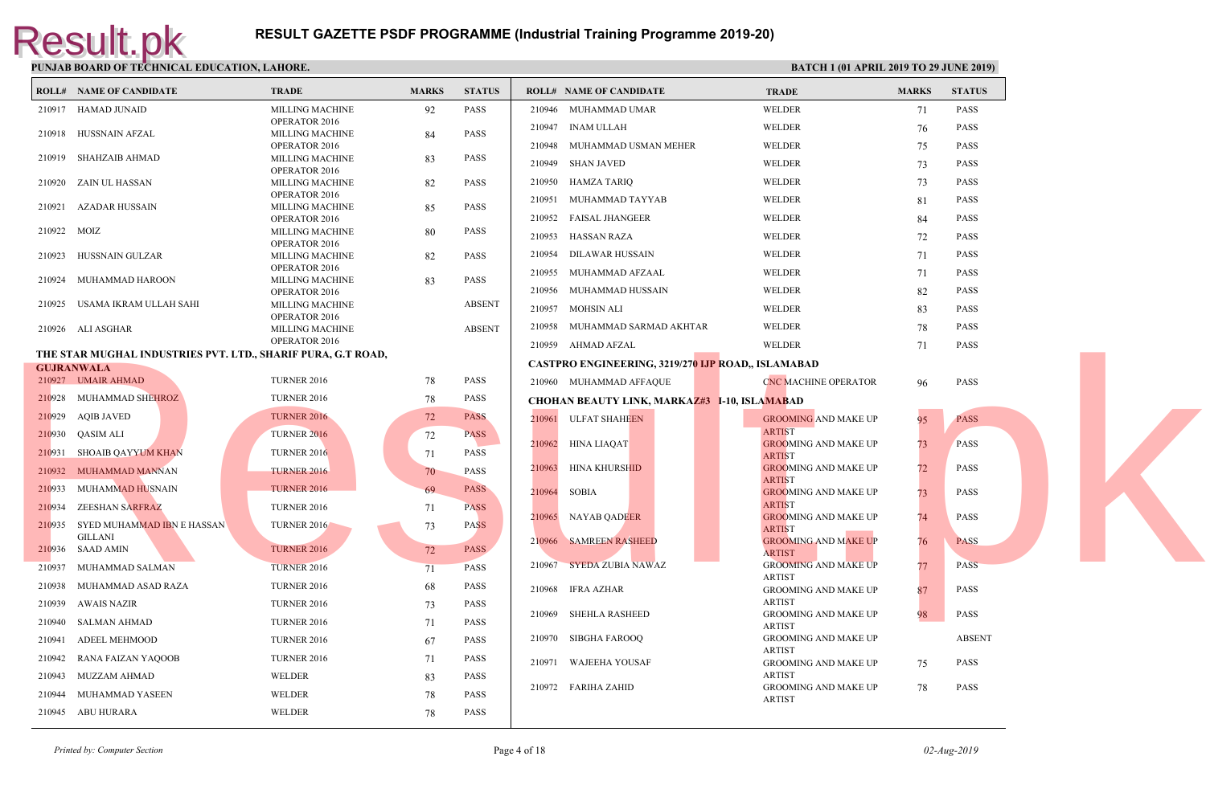# RESULT GAZETTE PSDF PROGRAMME (Industrial Training Programme 2019-20)

**PUNJAB BOARD OF TECHNICAL EDUCATION, LAHORE.** **BATCH 1 (01 APRIL 2019 TO 29 JUNE 2019)**

| ROLL# | NAME OF CANDIDATE | TRADE | MARKS | STATUS |
|---|---|---|---|---|
| 210917 | HAMAD JUNAID | MILLING MACHINE OPERATOR 2016 | 92 | PASS |
| 210918 | HUSSNAIN AFZAL | MILLING MACHINE OPERATOR 2016 | 84 | PASS |
| 210919 | SHAHZAIB AHMAD | MILLING MACHINE OPERATOR 2016 | 83 | PASS |
| 210920 | ZAIN UL HASSAN | MILLING MACHINE OPERATOR 2016 | 82 | PASS |
| 210921 | AZADAR HUSSAIN | MILLING MACHINE OPERATOR 2016 | 85 | PASS |
| 210922 | MOIZ | MILLING MACHINE OPERATOR 2016 | 80 | PASS |
| 210923 | HUSSNAIN GULZAR | MILLING MACHINE OPERATOR 2016 | 82 | PASS |
| 210924 | MUHAMMAD HAROON | MILLING MACHINE OPERATOR 2016 | 83 | PASS |
| 210925 | USAMA IKRAM ULLAH SAHI | MILLING MACHINE OPERATOR 2016 | | ABSENT |
| 210926 | ALI ASGHAR | MILLING MACHINE OPERATOR 2016 | | ABSENT |

**THE STAR MUGHAL INDUSTRIES PVT. LTD., SHARIF PURA, G.T ROAD, GUJRANWALA**

| ROLL# | NAME OF CANDIDATE | TRADE | MARKS | STATUS |
|---|---|---|---|---|
| 210927 | UMAIR AHMAD | TURNER 2016 | 78 | PASS |
| 210928 | MUHAMMAD SHEHROZ | TURNER 2016 | 78 | PASS |
| 210929 | AQIB JAVED | TURNER 2016 | 72 | PASS |
| 210930 | QASIM ALI | TURNER 2016 | 72 | PASS |
| 210931 | SHOAIB QAYYUM KHAN | TURNER 2016 | 71 | PASS |
| 210932 | MUHAMMAD MANNAN | TURNER 2016 | 70 | PASS |
| 210933 | MUHAMMAD HUSNAIN | TURNER 2016 | 69 | PASS |
| 210934 | ZEESHAN SARFRAZ | TURNER 2016 | 71 | PASS |
| 210935 | SYED MUHAMMAD IBN E HASSAN GILLANI | TURNER 2016 | 73 | PASS |
| 210936 | SAAD AMIN | TURNER 2016 | 72 | PASS |
| 210937 | MUHAMMAD SALMAN | TURNER 2016 | 71 | PASS |
| 210938 | MUHAMMAD ASAD RAZA | TURNER 2016 | 68 | PASS |
| 210939 | AWAIS NAZIR | TURNER 2016 | 73 | PASS |
| 210940 | SALMAN AHMAD | TURNER 2016 | 71 | PASS |
| 210941 | ADEEL MEHMOOD | TURNER 2016 | 67 | PASS |
| 210942 | RANA FAIZAN YAQOOB | TURNER 2016 | 71 | PASS |
| 210943 | MUZZAM AHMAD | WELDER | 83 | PASS |
| 210944 | MUHAMMAD YASEEN | WELDER | 78 | PASS |
| 210945 | ABU HURARA | WELDER | 78 | PASS |
| 210946 | MUHAMMAD UMAR | WELDER | 71 | PASS |
| 210947 | INAM ULLAH | WELDER | 76 | PASS |
| 210948 | MUHAMMAD USMAN MEHER | WELDER | 75 | PASS |
| 210949 | SHAN JAVED | WELDER | 73 | PASS |
| 210950 | HAMZA TARIQ | WELDER | 73 | PASS |
| 210951 | MUHAMMAD TAYYAB | WELDER | 81 | PASS |
| 210952 | FAISAL JHANGEER | WELDER | 84 | PASS |
| 210953 | HASSAN RAZA | WELDER | 72 | PASS |
| 210954 | DILAWAR HUSSAIN | WELDER | 71 | PASS |
| 210955 | MUHAMMAD AFZAAL | WELDER | 71 | PASS |
| 210956 | MUHAMMAD HUSSAIN | WELDER | 82 | PASS |
| 210957 | MOHSIN ALI | WELDER | 83 | PASS |
| 210958 | MUHAMMAD SARMAD AKHTAR | WELDER | 78 | PASS |
| 210959 | AHMAD AFZAL | WELDER | 71 | PASS |

**CASTPRO ENGINEERING, 3219/270 IJP ROAD,, ISLAMABAD**

| ROLL# | NAME OF CANDIDATE | TRADE | MARKS | STATUS |
|---|---|---|---|---|
| 210960 | MUHAMMAD AFFAQUE | CNC MACHINE OPERATOR | 96 | PASS |

**CHOHAN BEAUTY LINK, MARKAZ#3 I-10, ISLAMABAD**

| ROLL# | NAME OF CANDIDATE | TRADE | MARKS | STATUS |
|---|---|---|---|---|
| 210961 | ULFAT SHAHEEN | GROOMING AND MAKE UP ARTIST | 95 | PASS |
| 210962 | HINA LIAQAT | GROOMING AND MAKE UP ARTIST | 73 | PASS |
| 210963 | HINA KHURSHID | GROOMING AND MAKE UP ARTIST | 72 | PASS |
| 210964 | SOBIA | GROOMING AND MAKE UP ARTIST | 73 | PASS |
| 210965 | NAYAB QADEER | GROOMING AND MAKE UP ARTIST | 74 | PASS |
| 210966 | SAMREEN RASHEED | GROOMING AND MAKE UP ARTIST | 76 | PASS |
| 210967 | SYEDA ZUBIA NAWAZ | GROOMING AND MAKE UP ARTIST | 77 | PASS |
| 210968 | IFRA AZHAR | GROOMING AND MAKE UP ARTIST | 87 | PASS |
| 210969 | SHEHLA RASHEED | GROOMING AND MAKE UP ARTIST | 98 | PASS |
| 210970 | SIBGHA FAROOQ | GROOMING AND MAKE UP ARTIST | | ABSENT |
| 210971 | WAJEEHA YOUSAF | GROOMING AND MAKE UP ARTIST | 75 | PASS |
| 210972 | FARIHA ZAHID | GROOMING AND MAKE UP ARTIST | 78 | PASS |

*Printed by: Computer Section* *02-Aug-2019*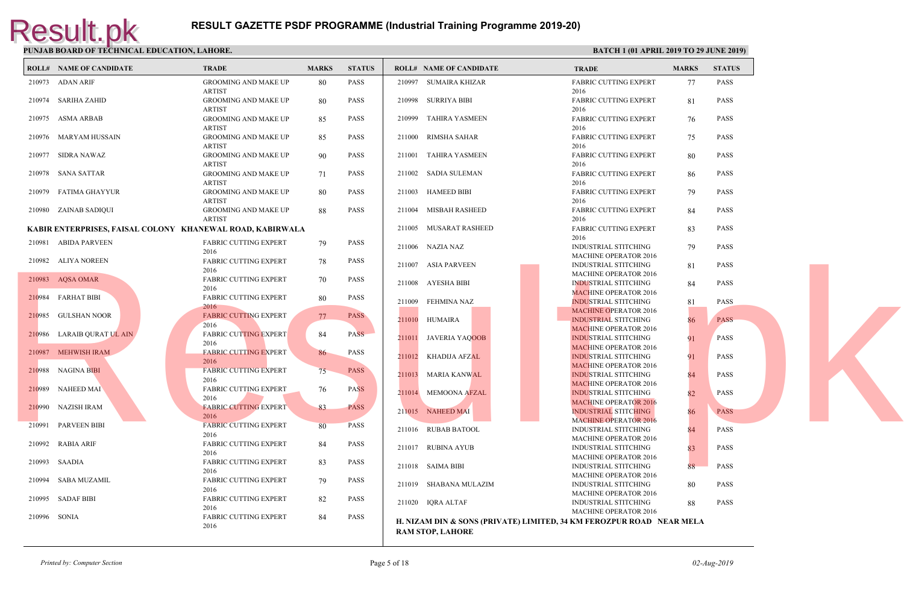# RESULT GAZETTE PSDF PROGRAMME (Industrial Training Programme 2019-20)

**PUNJAB BOARD OF TECHNICAL EDUCATION, LAHORE.** **BATCH 1 (01 APRIL 2019 TO 29 JUNE 2019)**

| ROLL# | NAME OF CANDIDATE | TRADE | MARKS | STATUS |
|---|---|---|---|---|
| 210973 | ADAN ARIF | GROOMING AND MAKE UP ARTIST | 80 | PASS |
| 210974 | SARIHA ZAHID | GROOMING AND MAKE UP ARTIST | 80 | PASS |
| 210975 | ASMA ARBAB | GROOMING AND MAKE UP ARTIST | 85 | PASS |
| 210976 | MARYAM HUSSAIN | GROOMING AND MAKE UP ARTIST | 85 | PASS |
| 210977 | SIDRA NAWAZ | GROOMING AND MAKE UP ARTIST | 90 | PASS |
| 210978 | SANA SATTAR | GROOMING AND MAKE UP ARTIST | 71 | PASS |
| 210979 | FATIMA GHAYYUR | GROOMING AND MAKE UP ARTIST | 80 | PASS |
| 210980 | ZAINAB SADIQUI | GROOMING AND MAKE UP ARTIST | 88 | PASS |

**KABIR ENTERPRISES, FAISAL COLONY KHANEWAL ROAD, KABIRWALA**

| ROLL# | NAME OF CANDIDATE | TRADE | MARKS | STATUS |
|---|---|---|---|---|
| 210981 | ABIDA PARVEEN | FABRIC CUTTING EXPERT 2016 | 79 | PASS |
| 210982 | ALIYA NOREEN | FABRIC CUTTING EXPERT 2016 | 78 | PASS |
| 210983 | AQSA OMAR | FABRIC CUTTING EXPERT 2016 | 70 | PASS |
| 210984 | FARHAT BIBI | FABRIC CUTTING EXPERT 2016 | 80 | PASS |
| 210985 | GULSHAN NOOR | FABRIC CUTTING EXPERT 2016 | 77 | PASS |
| 210986 | LARAIB QURAT UL AIN | FABRIC CUTTING EXPERT 2016 | 84 | PASS |
| 210987 | MEHWISH IRAM | FABRIC CUTTING EXPERT 2016 | 86 | PASS |
| 210988 | NAGINA BIBI | FABRIC CUTTING EXPERT 2016 | 75 | PASS |
| 210989 | NAHEED MAI | FABRIC CUTTING EXPERT 2016 | 76 | PASS |
| 210990 | NAZISH IRAM | FABRIC CUTTING EXPERT 2016 | 83 | PASS |
| 210991 | PARVEEN BIBI | FABRIC CUTTING EXPERT 2016 | 80 | PASS |
| 210992 | RABIA ARIF | FABRIC CUTTING EXPERT 2016 | 84 | PASS |
| 210993 | SAADIA | FABRIC CUTTING EXPERT 2016 | 83 | PASS |
| 210994 | SABA MUZAMIL | FABRIC CUTTING EXPERT 2016 | 79 | PASS |
| 210995 | SADAF BIBI | FABRIC CUTTING EXPERT 2016 | 82 | PASS |
| 210996 | SONIA | FABRIC CUTTING EXPERT 2016 | 84 | PASS |
| 210997 | SUMAIRA KHIZAR | FABRIC CUTTING EXPERT 2016 | 77 | PASS |
| 210998 | SURRIYA BIBI | FABRIC CUTTING EXPERT 2016 | 81 | PASS |
| 210999 | TAHIRA YASMEEN | FABRIC CUTTING EXPERT 2016 | 76 | PASS |
| 211000 | RIMSHA SAHAR | FABRIC CUTTING EXPERT 2016 | 75 | PASS |
| 211001 | TAHIRA YASMEEN | FABRIC CUTTING EXPERT 2016 | 80 | PASS |
| 211002 | SADIA SULEMAN | FABRIC CUTTING EXPERT 2016 | 86 | PASS |
| 211003 | HAMEED BIBI | FABRIC CUTTING EXPERT 2016 | 79 | PASS |
| 211004 | MISBAH RASHEED | FABRIC CUTTING EXPERT 2016 | 84 | PASS |
| 211005 | MUSARAT RASHEED | FABRIC CUTTING EXPERT 2016 | 83 | PASS |
| 211006 | NAZIA NAZ | INDUSTRIAL STITCHING MACHINE OPERATOR 2016 | 79 | PASS |
| 211007 | ASIA PARVEEN | INDUSTRIAL STITCHING MACHINE OPERATOR 2016 | 81 | PASS |
| 211008 | AYESHA BIBI | INDUSTRIAL STITCHING MACHINE OPERATOR 2016 | 84 | PASS |
| 211009 | FEHMINA NAZ | INDUSTRIAL STITCHING MACHINE OPERATOR 2016 | 81 | PASS |
| 211010 | HUMAIRA | INDUSTRIAL STITCHING MACHINE OPERATOR 2016 | 86 | PASS |
| 211011 | JAVERIA YAQOOB | INDUSTRIAL STITCHING MACHINE OPERATOR 2016 | 91 | PASS |
| 211012 | KHADIJA AFZAL | INDUSTRIAL STITCHING MACHINE OPERATOR 2016 | 91 | PASS |
| 211013 | MARIA KANWAL | INDUSTRIAL STITCHING MACHINE OPERATOR 2016 | 84 | PASS |
| 211014 | MEMOONA AFZAL | INDUSTRIAL STITCHING MACHINE OPERATOR 2016 | 82 | PASS |
| 211015 | NAHEED MAI | INDUSTRIAL STITCHING MACHINE OPERATOR 2016 | 86 | PASS |
| 211016 | RUBAB BATOOL | INDUSTRIAL STITCHING MACHINE OPERATOR 2016 | 84 | PASS |
| 211017 | RUBINA AYUB | INDUSTRIAL STITCHING MACHINE OPERATOR 2016 | 83 | PASS |
| 211018 | SAIMA BIBI | INDUSTRIAL STITCHING MACHINE OPERATOR 2016 | 88 | PASS |
| 211019 | SHABANA MULAZIM | INDUSTRIAL STITCHING MACHINE OPERATOR 2016 | 80 | PASS |
| 211020 | IQRA ALTAF | INDUSTRIAL STITCHING MACHINE OPERATOR 2016 | 88 | PASS |

**H. NIZAM DIN & SONS (PRIVATE) LIMITED, 34 KM FEROZPUR ROAD NEAR MELA RAM STOP, LAHORE**

*Printed by: Computer Section* *02-Aug-2019*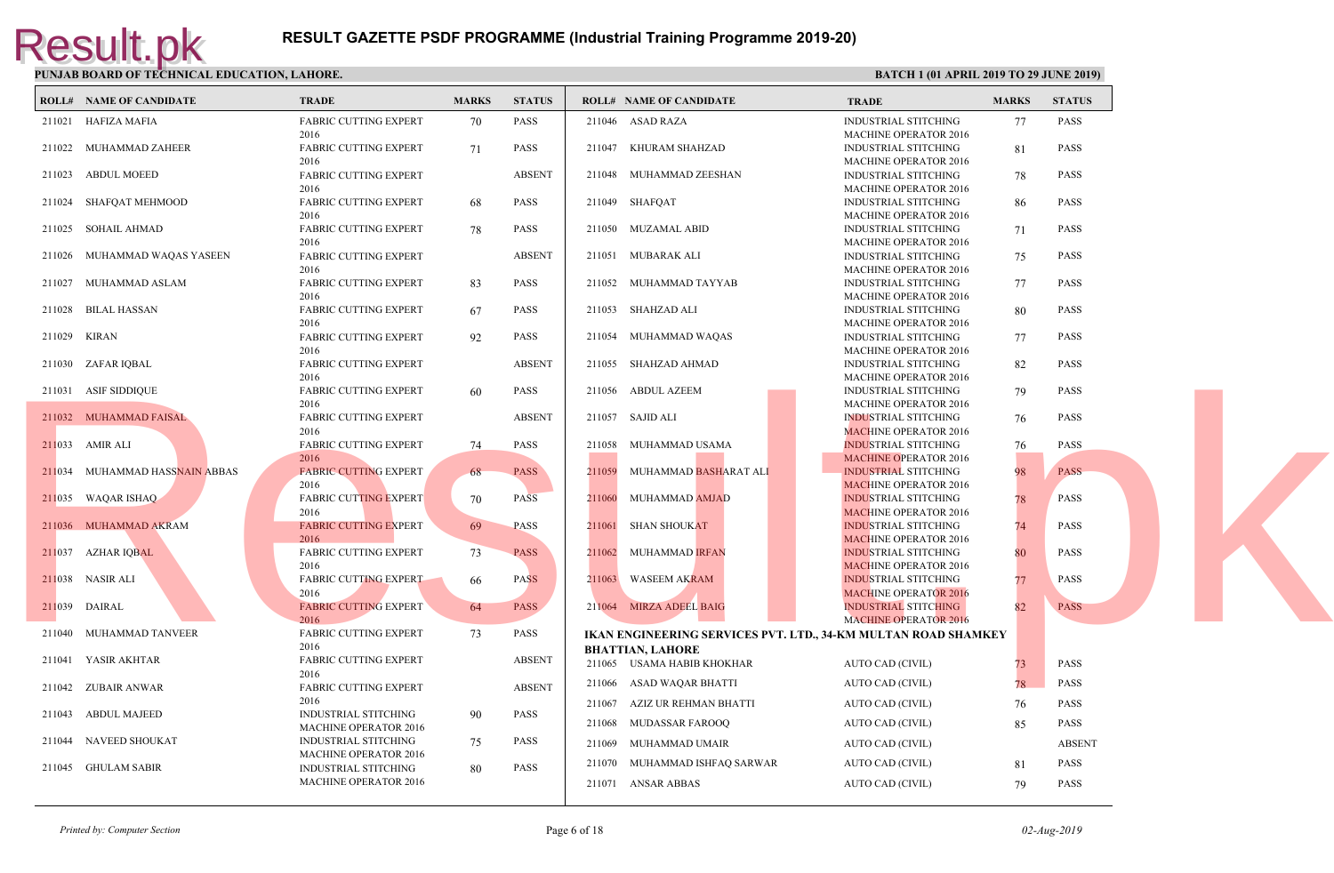# RESULT GAZETTE PSDF PROGRAMME (Industrial Training Programme 2019-20)

**PUNJAB BOARD OF TECHNICAL EDUCATION, LAHORE.**

**BATCH 1 (01 APRIL 2019 TO 29 JUNE 2019)**

| ROLL# | NAME OF CANDIDATE | TRADE | MARKS | STATUS |
|---|---|---|---|---|
| 211021 | HAFIZA MAFIA | FABRIC CUTTING EXPERT 2016 | 70 | PASS |
| 211022 | MUHAMMAD ZAHEER | FABRIC CUTTING EXPERT 2016 | 71 | PASS |
| 211023 | ABDUL MOEED | FABRIC CUTTING EXPERT 2016 | | ABSENT |
| 211024 | SHAFQAT MEHMOOD | FABRIC CUTTING EXPERT 2016 | 68 | PASS |
| 211025 | SOHAIL AHMAD | FABRIC CUTTING EXPERT 2016 | 78 | PASS |
| 211026 | MUHAMMAD WAQAS YASEEN | FABRIC CUTTING EXPERT 2016 | | ABSENT |
| 211027 | MUHAMMAD ASLAM | FABRIC CUTTING EXPERT 2016 | 83 | PASS |
| 211028 | BILAL HASSAN | FABRIC CUTTING EXPERT 2016 | 67 | PASS |
| 211029 | KIRAN | FABRIC CUTTING EXPERT 2016 | 92 | PASS |
| 211030 | ZAFAR IQBAL | FABRIC CUTTING EXPERT 2016 | | ABSENT |
| 211031 | ASIF SIDDIQUE | FABRIC CUTTING EXPERT 2016 | 60 | PASS |
| 211032 | MUHAMMAD FAISAL | FABRIC CUTTING EXPERT 2016 | | ABSENT |
| 211033 | AMIR ALI | FABRIC CUTTING EXPERT 2016 | 74 | PASS |
| 211034 | MUHAMMAD HASSNAIN ABBAS | FABRIC CUTTING EXPERT 2016 | 68 | PASS |
| 211035 | WAQAR ISHAQ | FABRIC CUTTING EXPERT 2016 | 70 | PASS |
| 211036 | MUHAMMAD AKRAM | FABRIC CUTTING EXPERT 2016 | 69 | PASS |
| 211037 | AZHAR IQBAL | FABRIC CUTTING EXPERT 2016 | 73 | PASS |
| 211038 | NASIR ALI | FABRIC CUTTING EXPERT 2016 | 66 | PASS |
| 211039 | DAIRAL | FABRIC CUTTING EXPERT 2016 | 64 | PASS |
| 211040 | MUHAMMAD TANVEER | FABRIC CUTTING EXPERT 2016 | 73 | PASS |
| 211041 | YASIR AKHTAR | FABRIC CUTTING EXPERT 2016 | | ABSENT |
| 211042 | ZUBAIR ANWAR | FABRIC CUTTING EXPERT 2016 | | ABSENT |
| 211043 | ABDUL MAJEED | INDUSTRIAL STITCHING MACHINE OPERATOR 2016 | 90 | PASS |
| 211044 | NAVEED SHOUKAT | INDUSTRIAL STITCHING MACHINE OPERATOR 2016 | 75 | PASS |
| 211045 | GHULAM SABIR | INDUSTRIAL STITCHING MACHINE OPERATOR 2016 | 80 | PASS |
| 211046 | ASAD RAZA | INDUSTRIAL STITCHING MACHINE OPERATOR 2016 | 77 | PASS |
| 211047 | KHURAM SHAHZAD | INDUSTRIAL STITCHING MACHINE OPERATOR 2016 | 81 | PASS |
| 211048 | MUHAMMAD ZEESHAN | INDUSTRIAL STITCHING MACHINE OPERATOR 2016 | 78 | PASS |
| 211049 | SHAFQAT | INDUSTRIAL STITCHING MACHINE OPERATOR 2016 | 86 | PASS |
| 211050 | MUZAMAL ABID | INDUSTRIAL STITCHING MACHINE OPERATOR 2016 | 71 | PASS |
| 211051 | MUBARAK ALI | INDUSTRIAL STITCHING MACHINE OPERATOR 2016 | 75 | PASS |
| 211052 | MUHAMMAD TAYYAB | INDUSTRIAL STITCHING MACHINE OPERATOR 2016 | 77 | PASS |
| 211053 | SHAHZAD ALI | INDUSTRIAL STITCHING MACHINE OPERATOR 2016 | 80 | PASS |
| 211054 | MUHAMMAD WAQAS | INDUSTRIAL STITCHING MACHINE OPERATOR 2016 | 77 | PASS |
| 211055 | SHAHZAD AHMAD | INDUSTRIAL STITCHING MACHINE OPERATOR 2016 | 82 | PASS |
| 211056 | ABDUL AZEEM | INDUSTRIAL STITCHING MACHINE OPERATOR 2016 | 79 | PASS |
| 211057 | SAJID ALI | INDUSTRIAL STITCHING MACHINE OPERATOR 2016 | 76 | PASS |
| 211058 | MUHAMMAD USAMA | INDUSTRIAL STITCHING MACHINE OPERATOR 2016 | 76 | PASS |
| 211059 | MUHAMMAD BASHARAT ALI | INDUSTRIAL STITCHING MACHINE OPERATOR 2016 | 98 | PASS |
| 211060 | MUHAMMAD AMJAD | INDUSTRIAL STITCHING MACHINE OPERATOR 2016 | 78 | PASS |
| 211061 | SHAN SHOUKAT | INDUSTRIAL STITCHING MACHINE OPERATOR 2016 | 74 | PASS |
| 211062 | MUHAMMAD IRFAN | INDUSTRIAL STITCHING MACHINE OPERATOR 2016 | 80 | PASS |
| 211063 | WASEEM AKRAM | INDUSTRIAL STITCHING MACHINE OPERATOR 2016 | 77 | PASS |
| 211064 | MIRZA ADEEL BAIG | INDUSTRIAL STITCHING MACHINE OPERATOR 2016 | 82 | PASS |

**IKAN ENGINEERING SERVICES PVT. LTD., 34-KM MULTAN ROAD SHAMKEY BHATTIAN, LAHORE**

| ROLL# | NAME OF CANDIDATE | TRADE | MARKS | STATUS |
|---|---|---|---|---|
| 211065 | USAMA HABIB KHOKHAR | AUTO CAD (CIVIL) | 73 | PASS |
| 211066 | ASAD WAQAR BHATTI | AUTO CAD (CIVIL) | 78 | PASS |
| 211067 | AZIZ UR REHMAN BHATTI | AUTO CAD (CIVIL) | 76 | PASS |
| 211068 | MUDASSAR FAROOQ | AUTO CAD (CIVIL) | 85 | PASS |
| 211069 | MUHAMMAD UMAIR | AUTO CAD (CIVIL) | | ABSENT |
| 211070 | MUHAMMAD ISHFAQ SARWAR | AUTO CAD (CIVIL) | 81 | PASS |
| 211071 | ANSAR ABBAS | AUTO CAD (CIVIL) | 79 | PASS |

*Printed by: Computer Section*

*02-Aug-2019*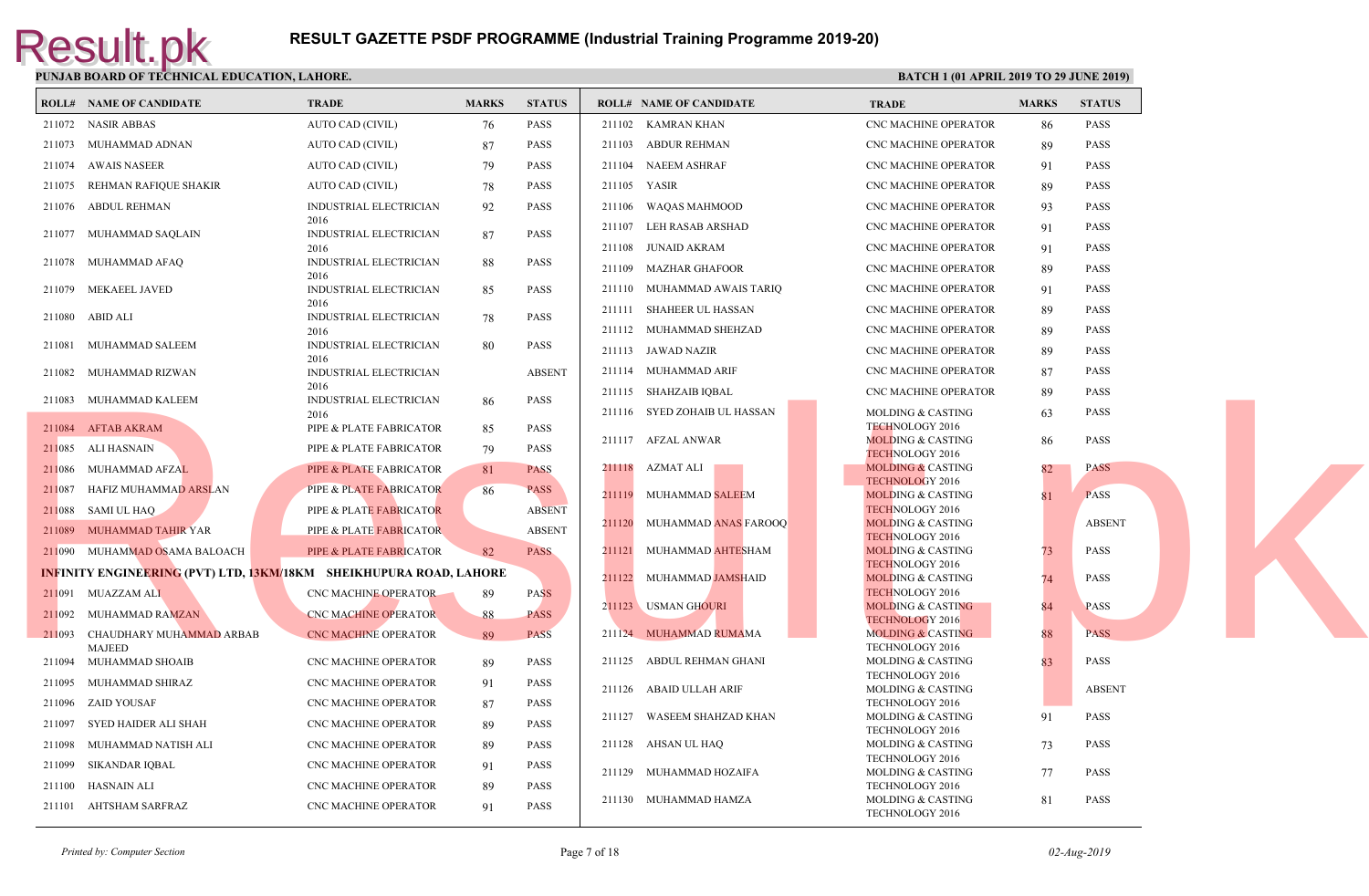# RESULT GAZETTE PSDF PROGRAMME (Industrial Training Programme 2019-20)

**PUNJAB BOARD OF TECHNICAL EDUCATION, LAHORE.**

**BATCH 1 (01 APRIL 2019 TO 29 JUNE 2019)**

| ROLL# | NAME OF CANDIDATE | TRADE | MARKS | STATUS |
|---|---|---|---|---|
| 211072 | NASIR ABBAS | AUTO CAD (CIVIL) | 76 | PASS |
| 211073 | MUHAMMAD ADNAN | AUTO CAD (CIVIL) | 87 | PASS |
| 211074 | AWAIS NASEER | AUTO CAD (CIVIL) | 79 | PASS |
| 211075 | REHMAN RAFIQUE SHAKIR | AUTO CAD (CIVIL) | 78 | PASS |
| 211076 | ABDUL REHMAN | INDUSTRIAL ELECTRICIAN 2016 | 92 | PASS |
| 211077 | MUHAMMAD SAQLAIN | INDUSTRIAL ELECTRICIAN 2016 | 87 | PASS |
| 211078 | MUHAMMAD AFAQ | INDUSTRIAL ELECTRICIAN 2016 | 88 | PASS |
| 211079 | MEKAEEL JAVED | INDUSTRIAL ELECTRICIAN 2016 | 85 | PASS |
| 211080 | ABID ALI | INDUSTRIAL ELECTRICIAN 2016 | 78 | PASS |
| 211081 | MUHAMMAD SALEEM | INDUSTRIAL ELECTRICIAN 2016 | 80 | PASS |
| 211082 | MUHAMMAD RIZWAN | INDUSTRIAL ELECTRICIAN 2016 | | ABSENT |
| 211083 | MUHAMMAD KALEEM | INDUSTRIAL ELECTRICIAN 2016 | 86 | PASS |
| 211084 | AFTAB AKRAM | PIPE & PLATE FABRICATOR | 85 | PASS |
| 211085 | ALI HASNAIN | PIPE & PLATE FABRICATOR | 79 | PASS |
| 211086 | MUHAMMAD AFZAL | PIPE & PLATE FABRICATOR | 81 | PASS |
| 211087 | HAFIZ MUHAMMAD ARSLAN | PIPE & PLATE FABRICATOR | 86 | PASS |
| 211088 | SAMI UL HAQ | PIPE & PLATE FABRICATOR | | ABSENT |
| 211089 | MUHAMMAD TAHIR YAR | PIPE & PLATE FABRICATOR | | ABSENT |
| 211090 | MUHAMMAD OSAMA BALOACH | PIPE & PLATE FABRICATOR | 82 | PASS |

**INFINITY ENGINEERING (PVT) LTD, 13KM/18KM SHEIKHUPURA ROAD, LAHORE**

| ROLL# | NAME OF CANDIDATE | TRADE | MARKS | STATUS |
|---|---|---|---|---|
| 211091 | MUAZZAM ALI | CNC MACHINE OPERATOR | 89 | PASS |
| 211092 | MUHAMMAD RAMZAN | CNC MACHINE OPERATOR | 88 | PASS |
| 211093 | CHAUDHARY MUHAMMAD ARBAB MAJEED | CNC MACHINE OPERATOR | 89 | PASS |
| 211094 | MUHAMMAD SHOAIB | CNC MACHINE OPERATOR | 89 | PASS |
| 211095 | MUHAMMAD SHIRAZ | CNC MACHINE OPERATOR | 91 | PASS |
| 211096 | ZAID YOUSAF | CNC MACHINE OPERATOR | 87 | PASS |
| 211097 | SYED HAIDER ALI SHAH | CNC MACHINE OPERATOR | 89 | PASS |
| 211098 | MUHAMMAD NATISH ALI | CNC MACHINE OPERATOR | 89 | PASS |
| 211099 | SIKANDAR IQBAL | CNC MACHINE OPERATOR | 91 | PASS |
| 211100 | HASNAIN ALI | CNC MACHINE OPERATOR | 89 | PASS |
| 211101 | AHTSHAM SARFRAZ | CNC MACHINE OPERATOR | 91 | PASS |
| 211102 | KAMRAN KHAN | CNC MACHINE OPERATOR | 86 | PASS |
| 211103 | ABDUR REHMAN | CNC MACHINE OPERATOR | 89 | PASS |
| 211104 | NAEEM ASHRAF | CNC MACHINE OPERATOR | 91 | PASS |
| 211105 | YASIR | CNC MACHINE OPERATOR | 89 | PASS |
| 211106 | WAQAS MAHMOOD | CNC MACHINE OPERATOR | 93 | PASS |
| 211107 | LEH RASAB ARSHAD | CNC MACHINE OPERATOR | 91 | PASS |
| 211108 | JUNAID AKRAM | CNC MACHINE OPERATOR | 91 | PASS |
| 211109 | MAZHAR GHAFOOR | CNC MACHINE OPERATOR | 89 | PASS |
| 211110 | MUHAMMAD AWAIS TARIQ | CNC MACHINE OPERATOR | 91 | PASS |
| 211111 | SHAHEER UL HASSAN | CNC MACHINE OPERATOR | 89 | PASS |
| 211112 | MUHAMMAD SHEHZAD | CNC MACHINE OPERATOR | 89 | PASS |
| 211113 | JAWAD NAZIR | CNC MACHINE OPERATOR | 89 | PASS |
| 211114 | MUHAMMAD ARIF | CNC MACHINE OPERATOR | 87 | PASS |
| 211115 | SHAHZAIB IQBAL | CNC MACHINE OPERATOR | 89 | PASS |
| 211116 | SYED ZOHAIB UL HASSAN | MOLDING & CASTING TECHNOLOGY 2016 | 63 | PASS |
| 211117 | AFZAL ANWAR | MOLDING & CASTING TECHNOLOGY 2016 | 86 | PASS |
| 211118 | AZMAT ALI | MOLDING & CASTING TECHNOLOGY 2016 | 82 | PASS |
| 211119 | MUHAMMAD SALEEM | MOLDING & CASTING TECHNOLOGY 2016 | 81 | PASS |
| 211120 | MUHAMMAD ANAS FAROOQ | MOLDING & CASTING TECHNOLOGY 2016 | | ABSENT |
| 211121 | MUHAMMAD AHTESHAM | MOLDING & CASTING TECHNOLOGY 2016 | 73 | PASS |
| 211122 | MUHAMMAD JAMSHAID | MOLDING & CASTING TECHNOLOGY 2016 | 74 | PASS |
| 211123 | USMAN GHOURI | MOLDING & CASTING TECHNOLOGY 2016 | 84 | PASS |
| 211124 | MUHAMMAD RUMAMA | MOLDING & CASTING TECHNOLOGY 2016 | 88 | PASS |
| 211125 | ABDUL REHMAN GHANI | MOLDING & CASTING TECHNOLOGY 2016 | 83 | PASS |
| 211126 | ABAID ULLAH ARIF | MOLDING & CASTING TECHNOLOGY 2016 | | ABSENT |
| 211127 | WASEEM SHAHZAD KHAN | MOLDING & CASTING TECHNOLOGY 2016 | 91 | PASS |
| 211128 | AHSAN UL HAQ | MOLDING & CASTING TECHNOLOGY 2016 | 73 | PASS |
| 211129 | MUHAMMAD HOZAIFA | MOLDING & CASTING TECHNOLOGY 2016 | 77 | PASS |
| 211130 | MUHAMMAD HAMZA | MOLDING & CASTING TECHNOLOGY 2016 | 81 | PASS |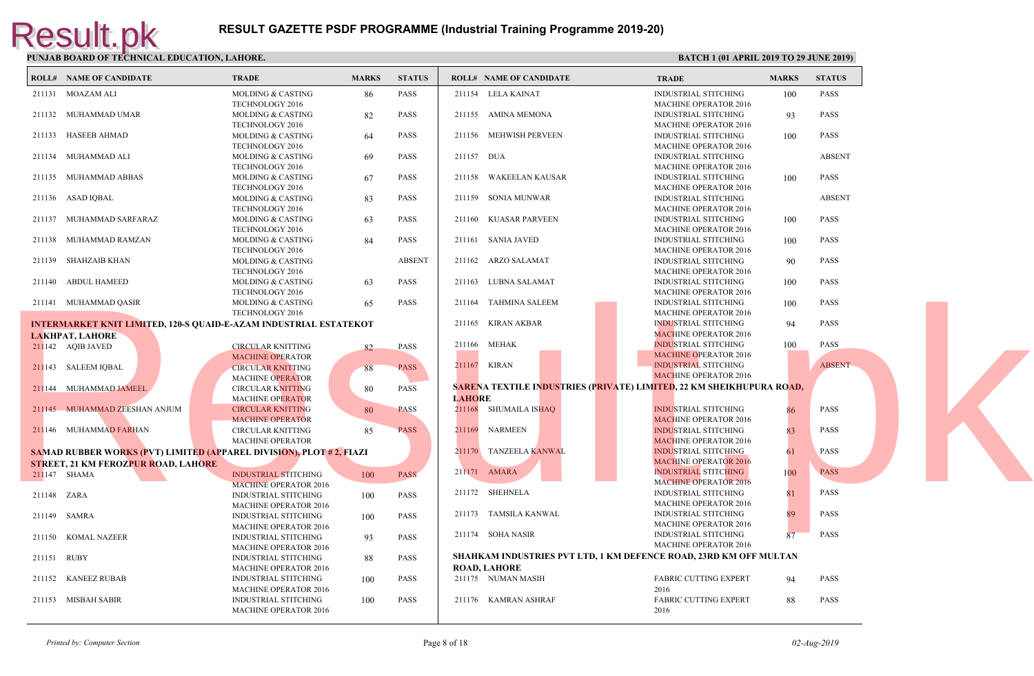# RESULT GAZETTE PSDF PROGRAMME (Industrial Training Programme 2019-20)

**PUNJAB BOARD OF TECHNICAL EDUCATION, LAHORE.**

**BATCH 1 (01 APRIL 2019 TO 29 JUNE 2019)**

| ROLL# | NAME OF CANDIDATE | TRADE | MARKS | STATUS |
|---|---|---|---|---|
| 211131 | MOAZAM ALI | MOLDING & CASTING TECHNOLOGY 2016 | 86 | PASS |
| 211132 | MUHAMMAD UMAR | MOLDING & CASTING TECHNOLOGY 2016 | 82 | PASS |
| 211133 | HASEEB AHMAD | MOLDING & CASTING TECHNOLOGY 2016 | 64 | PASS |
| 211134 | MUHAMMAD ALI | MOLDING & CASTING TECHNOLOGY 2016 | 69 | PASS |
| 211135 | MUHAMMAD ABBAS | MOLDING & CASTING TECHNOLOGY 2016 | 67 | PASS |
| 211136 | ASAD IQBAL | MOLDING & CASTING TECHNOLOGY 2016 | 83 | PASS |
| 211137 | MUHAMMAD SARFARAZ | MOLDING & CASTING TECHNOLOGY 2016 | 63 | PASS |
| 211138 | MUHAMMAD RAMZAN | MOLDING & CASTING TECHNOLOGY 2016 | 84 | PASS |
| 211139 | SHAHZAIB KHAN | MOLDING & CASTING TECHNOLOGY 2016 | | ABSENT |
| 211140 | ABDUL HAMEED | MOLDING & CASTING TECHNOLOGY 2016 | 63 | PASS |
| 211141 | MUHAMMAD QASIR | MOLDING & CASTING TECHNOLOGY 2016 | 65 | PASS |

**INTERMARKET KNIT LIMITED, 120-S QUAID-E-AZAM INDUSTRIAL ESTATEKOT LAKHPAT, LAHORE**

| ROLL# | NAME OF CANDIDATE | TRADE | MARKS | STATUS |
|---|---|---|---|---|
| 211142 | AQIB JAVED | CIRCULAR KNITTING MACHINE OPERATOR | 82 | PASS |
| 211143 | SALEEM IQBAL | CIRCULAR KNITTING MACHINE OPERATOR | 88 | PASS |
| 211144 | MUHAMMAD JAMEEL | CIRCULAR KNITTING MACHINE OPERATOR | 80 | PASS |
| 211145 | MUHAMMAD ZEESHAN ANJUM | CIRCULAR KNITTING MACHINE OPERATOR | 80 | PASS |
| 211146 | MUHAMMAD FARHAN | CIRCULAR KNITTING MACHINE OPERATOR | 85 | PASS |

**SAMAD RUBBER WORKS (PVT) LIMITED (APPAREL DIVISION), PLOT # 2, FIAZI STREET, 21 KM FEROZPUR ROAD, LAHORE**

| ROLL# | NAME OF CANDIDATE | TRADE | MARKS | STATUS |
|---|---|---|---|---|
| 211147 | SHAMA | INDUSTRIAL STITCHING MACHINE OPERATOR 2016 | 100 | PASS |
| 211148 | ZARA | INDUSTRIAL STITCHING MACHINE OPERATOR 2016 | 100 | PASS |
| 211149 | SAMRA | INDUSTRIAL STITCHING MACHINE OPERATOR 2016 | 100 | PASS |
| 211150 | KOMAL NAZEER | INDUSTRIAL STITCHING MACHINE OPERATOR 2016 | 93 | PASS |
| 211151 | RUBY | INDUSTRIAL STITCHING MACHINE OPERATOR 2016 | 88 | PASS |
| 211152 | KANEEZ RUBAB | INDUSTRIAL STITCHING MACHINE OPERATOR 2016 | 100 | PASS |
| 211153 | MISBAH SABIR | INDUSTRIAL STITCHING MACHINE OPERATOR 2016 | 100 | PASS |
| 211154 | LELA KAINAT | INDUSTRIAL STITCHING MACHINE OPERATOR 2016 | 100 | PASS |
| 211155 | AMINA MEMONA | INDUSTRIAL STITCHING MACHINE OPERATOR 2016 | 93 | PASS |
| 211156 | MEHWISH PERVEEN | INDUSTRIAL STITCHING MACHINE OPERATOR 2016 | 100 | PASS |
| 211157 | DUA | INDUSTRIAL STITCHING MACHINE OPERATOR 2016 | | ABSENT |
| 211158 | WAKEELAN KAUSAR | INDUSTRIAL STITCHING MACHINE OPERATOR 2016 | 100 | PASS |
| 211159 | SONIA MUNWAR | INDUSTRIAL STITCHING MACHINE OPERATOR 2016 | | ABSENT |
| 211160 | KUASAR PARVEEN | INDUSTRIAL STITCHING MACHINE OPERATOR 2016 | 100 | PASS |
| 211161 | SANIA JAVED | INDUSTRIAL STITCHING MACHINE OPERATOR 2016 | 100 | PASS |
| 211162 | ARZO SALAMAT | INDUSTRIAL STITCHING MACHINE OPERATOR 2016 | 90 | PASS |
| 211163 | LUBNA SALAMAT | INDUSTRIAL STITCHING MACHINE OPERATOR 2016 | 100 | PASS |
| 211164 | TAHMINA SALEEM | INDUSTRIAL STITCHING MACHINE OPERATOR 2016 | 100 | PASS |
| 211165 | KIRAN AKBAR | INDUSTRIAL STITCHING MACHINE OPERATOR 2016 | 94 | PASS |
| 211166 | MEHAK | INDUSTRIAL STITCHING MACHINE OPERATOR 2016 | 100 | PASS |
| 211167 | KIRAN | INDUSTRIAL STITCHING MACHINE OPERATOR 2016 | | ABSENT |

**SARENA TEXTILE INDUSTRIES (PRIVATE) LIMITED, 22 KM SHEIKHUPURA ROAD, LAHORE**

| ROLL# | NAME OF CANDIDATE | TRADE | MARKS | STATUS |
|---|---|---|---|---|
| 211168 | SHUMAILA ISHAQ | INDUSTRIAL STITCHING MACHINE OPERATOR 2016 | 86 | PASS |
| 211169 | NARMEEN | INDUSTRIAL STITCHING MACHINE OPERATOR 2016 | 83 | PASS |
| 211170 | TANZEELA KANWAL | INDUSTRIAL STITCHING MACHINE OPERATOR 2016 | 61 | PASS |
| 211171 | AMARA | INDUSTRIAL STITCHING MACHINE OPERATOR 2016 | 100 | PASS |
| 211172 | SHEHNELA | INDUSTRIAL STITCHING MACHINE OPERATOR 2016 | 81 | PASS |
| 211173 | TAMSILA KANWAL | INDUSTRIAL STITCHING MACHINE OPERATOR 2016 | 89 | PASS |
| 211174 | SOHA NASIR | INDUSTRIAL STITCHING MACHINE OPERATOR 2016 | 87 | PASS |

**SHAHKAM INDUSTRIES PVT LTD, 1 KM DEFENCE ROAD, 23RD KM OFF MULTAN ROAD, LAHORE**

| ROLL# | NAME OF CANDIDATE | TRADE | MARKS | STATUS |
|---|---|---|---|---|
| 211175 | NUMAN MASIH | FABRIC CUTTING EXPERT 2016 | 94 | PASS |
| 211176 | KAMRAN ASHRAF | FABRIC CUTTING EXPERT 2016 | 88 | PASS |

*Printed by: Computer Section*

*02-Aug-2019*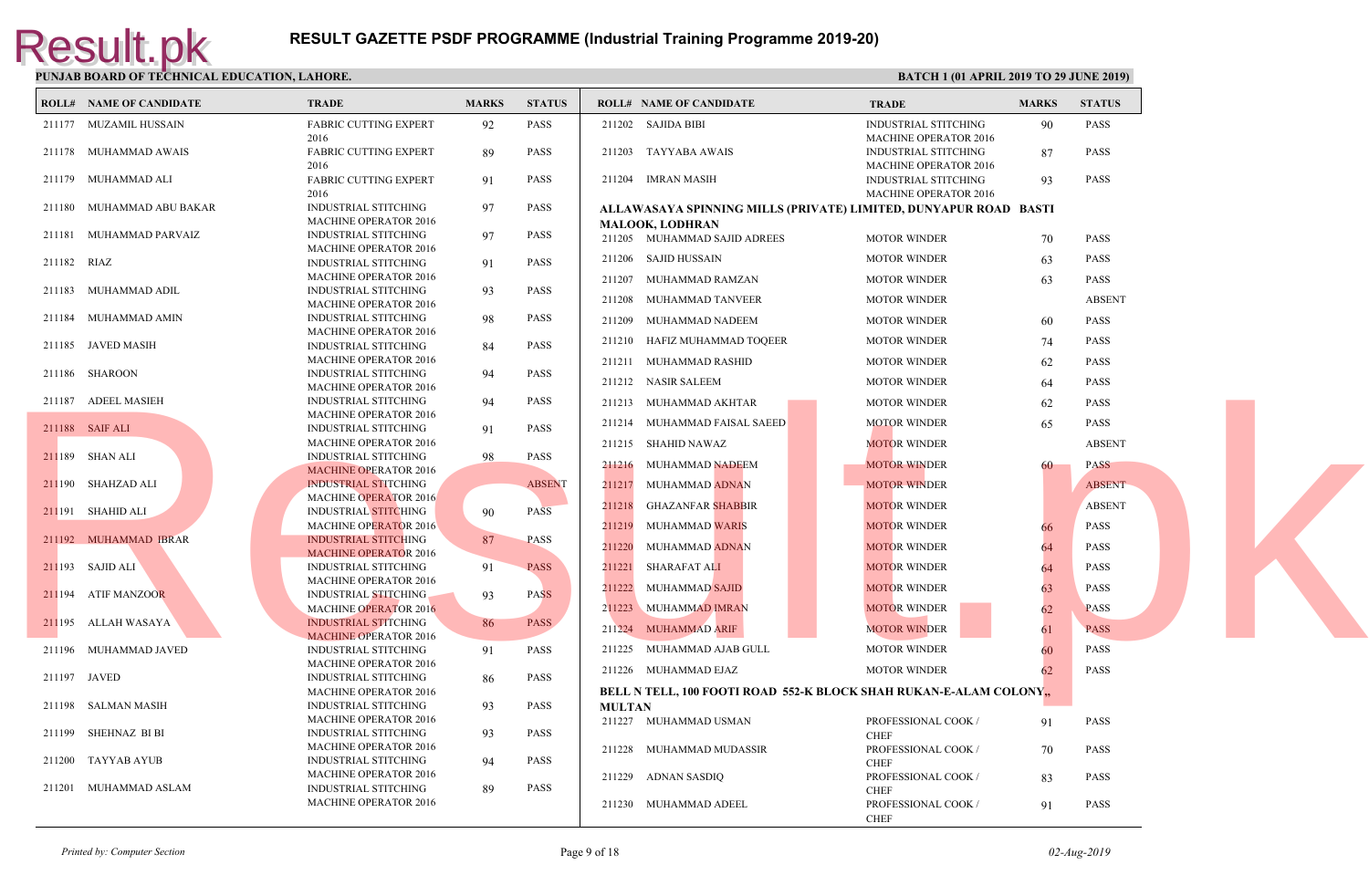# RESULT GAZETTE PSDF PROGRAMME (Industrial Training Programme 2019-20)

**PUNJAB BOARD OF TECHNICAL EDUCATION, LAHORE.**

**BATCH 1 (01 APRIL 2019 TO 29 JUNE 2019)**

| ROLL# | NAME OF CANDIDATE | TRADE | MARKS | STATUS |
|---|---|---|---|---|
| 211177 | MUZAMIL HUSSAIN | FABRIC CUTTING EXPERT 2016 | 92 | PASS |
| 211178 | MUHAMMAD AWAIS | FABRIC CUTTING EXPERT 2016 | 89 | PASS |
| 211179 | MUHAMMAD ALI | FABRIC CUTTING EXPERT 2016 | 91 | PASS |
| 211180 | MUHAMMAD ABU BAKAR | INDUSTRIAL STITCHING MACHINE OPERATOR 2016 | 97 | PASS |
| 211181 | MUHAMMAD PARVAIZ | INDUSTRIAL STITCHING MACHINE OPERATOR 2016 | 97 | PASS |
| 211182 | RIAZ | INDUSTRIAL STITCHING MACHINE OPERATOR 2016 | 91 | PASS |
| 211183 | MUHAMMAD ADIL | INDUSTRIAL STITCHING MACHINE OPERATOR 2016 | 93 | PASS |
| 211184 | MUHAMMAD AMIN | INDUSTRIAL STITCHING MACHINE OPERATOR 2016 | 98 | PASS |
| 211185 | JAVED MASIH | INDUSTRIAL STITCHING MACHINE OPERATOR 2016 | 84 | PASS |
| 211186 | SHAROON | INDUSTRIAL STITCHING MACHINE OPERATOR 2016 | 94 | PASS |
| 211187 | ADEEL MASIEH | INDUSTRIAL STITCHING MACHINE OPERATOR 2016 | 94 | PASS |
| 211188 | SAIF ALI | INDUSTRIAL STITCHING MACHINE OPERATOR 2016 | 91 | PASS |
| 211189 | SHAN ALI | INDUSTRIAL STITCHING MACHINE OPERATOR 2016 | 98 | PASS |
| 211190 | SHAHZAD ALI | INDUSTRIAL STITCHING MACHINE OPERATOR 2016 | | ABSENT |
| 211191 | SHAHID ALI | INDUSTRIAL STITCHING MACHINE OPERATOR 2016 | 90 | PASS |
| 211192 | MUHAMMAD IBRAR | INDUSTRIAL STITCHING MACHINE OPERATOR 2016 | 87 | PASS |
| 211193 | SAJID ALI | INDUSTRIAL STITCHING MACHINE OPERATOR 2016 | 91 | PASS |
| 211194 | ATIF MANZOOR | INDUSTRIAL STITCHING MACHINE OPERATOR 2016 | 93 | PASS |
| 211195 | ALLAH WASAYA | INDUSTRIAL STITCHING MACHINE OPERATOR 2016 | 86 | PASS |
| 211196 | MUHAMMAD JAVED | INDUSTRIAL STITCHING MACHINE OPERATOR 2016 | 91 | PASS |
| 211197 | JAVED | INDUSTRIAL STITCHING MACHINE OPERATOR 2016 | 86 | PASS |
| 211198 | SALMAN MASIH | INDUSTRIAL STITCHING MACHINE OPERATOR 2016 | 93 | PASS |
| 211199 | SHEHNAZ BI BI | INDUSTRIAL STITCHING MACHINE OPERATOR 2016 | 93 | PASS |
| 211200 | TAYYAB AYUB | INDUSTRIAL STITCHING MACHINE OPERATOR 2016 | 94 | PASS |
| 211201 | MUHAMMAD ASLAM | INDUSTRIAL STITCHING MACHINE OPERATOR 2016 | 89 | PASS |
| 211202 | SAJIDA BIBI | INDUSTRIAL STITCHING MACHINE OPERATOR 2016 | 90 | PASS |
| 211203 | TAYYABA AWAIS | INDUSTRIAL STITCHING MACHINE OPERATOR 2016 | 87 | PASS |
| 211204 | IMRAN MASIH | INDUSTRIAL STITCHING MACHINE OPERATOR 2016 | 93 | PASS |

**ALLAWASAYA SPINNING MILLS (PRIVATE) LIMITED, DUNYAPUR ROAD BASTI MALOOK, LODHRAN**

| ROLL# | NAME OF CANDIDATE | TRADE | MARKS | STATUS |
|---|---|---|---|---|
| 211205 | MUHAMMAD SAJID ADREES | MOTOR WINDER | 70 | PASS |
| 211206 | SAJID HUSSAIN | MOTOR WINDER | 63 | PASS |
| 211207 | MUHAMMAD RAMZAN | MOTOR WINDER | 63 | PASS |
| 211208 | MUHAMMAD TANVEER | MOTOR WINDER | | ABSENT |
| 211209 | MUHAMMAD NADEEM | MOTOR WINDER | 60 | PASS |
| 211210 | HAFIZ MUHAMMAD TOQEER | MOTOR WINDER | 74 | PASS |
| 211211 | MUHAMMAD RASHID | MOTOR WINDER | 62 | PASS |
| 211212 | NASIR SALEEM | MOTOR WINDER | 64 | PASS |
| 211213 | MUHAMMAD AKHTAR | MOTOR WINDER | 62 | PASS |
| 211214 | MUHAMMAD FAISAL SAEED | MOTOR WINDER | 65 | PASS |
| 211215 | SHAHID NAWAZ | MOTOR WINDER | | ABSENT |
| 211216 | MUHAMMAD NADEEM | MOTOR WINDER | 60 | PASS |
| 211217 | MUHAMMAD ADNAN | MOTOR WINDER | | ABSENT |
| 211218 | GHAZANFAR SHABBIR | MOTOR WINDER | | ABSENT |
| 211219 | MUHAMMAD WARIS | MOTOR WINDER | 66 | PASS |
| 211220 | MUHAMMAD ADNAN | MOTOR WINDER | 64 | PASS |
| 211221 | SHARAFAT ALI | MOTOR WINDER | 64 | PASS |
| 211222 | MUHAMMAD SAJID | MOTOR WINDER | 63 | PASS |
| 211223 | MUHAMMAD IMRAN | MOTOR WINDER | 62 | PASS |
| 211224 | MUHAMMAD ARIF | MOTOR WINDER | 61 | PASS |
| 211225 | MUHAMMAD AJAB GULL | MOTOR WINDER | 60 | PASS |
| 211226 | MUHAMMAD EJAZ | MOTOR WINDER | 62 | PASS |

**BELL N TELL, 100 FOOTI ROAD 552-K BLOCK SHAH RUKAN-E-ALAM COLONY,, MULTAN**

| ROLL# | NAME OF CANDIDATE | TRADE | MARKS | STATUS |
|---|---|---|---|---|
| 211227 | MUHAMMAD USMAN | PROFESSIONAL COOK / CHEF | 91 | PASS |
| 211228 | MUHAMMAD MUDASSIR | PROFESSIONAL COOK / CHEF | 70 | PASS |
| 211229 | ADNAN SASDIQ | PROFESSIONAL COOK / CHEF | 83 | PASS |
| 211230 | MUHAMMAD ADEEL | PROFESSIONAL COOK / CHEF | 91 | PASS |

*Printed by: Computer Section*

*02-Aug-2019*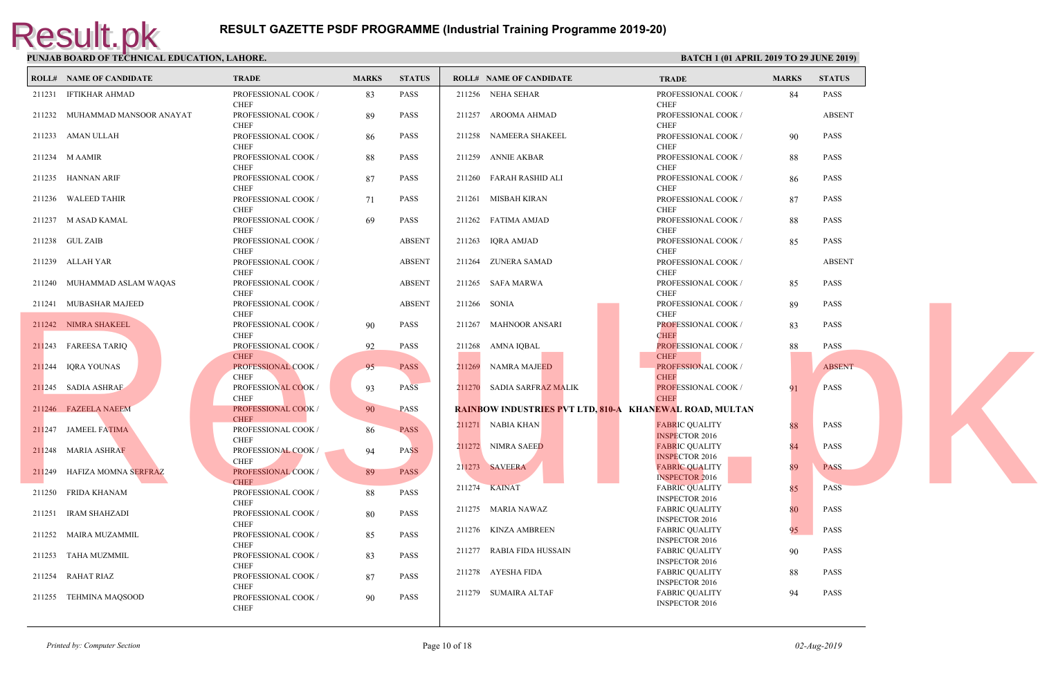# RESULT GAZETTE PSDF PROGRAMME (Industrial Training Programme 2019-20)

**PUNJAB BOARD OF TECHNICAL EDUCATION, LAHORE.**

**BATCH 1 (01 APRIL 2019 TO 29 JUNE 2019)**

| ROLL# | NAME OF CANDIDATE | TRADE | MARKS | STATUS |
|---|---|---|---|---|
| 211231 | IFTIKHAR AHMAD | PROFESSIONAL COOK / CHEF | 83 | PASS |
| 211232 | MUHAMMAD MANSOOR ANAYAT | PROFESSIONAL COOK / CHEF | 89 | PASS |
| 211233 | AMAN ULLAH | PROFESSIONAL COOK / CHEF | 86 | PASS |
| 211234 | M AAMIR | PROFESSIONAL COOK / CHEF | 88 | PASS |
| 211235 | HANNAN ARIF | PROFESSIONAL COOK / CHEF | 87 | PASS |
| 211236 | WALEED TAHIR | PROFESSIONAL COOK / CHEF | 71 | PASS |
| 211237 | M ASAD KAMAL | PROFESSIONAL COOK / CHEF | 69 | PASS |
| 211238 | GUL ZAIB | PROFESSIONAL COOK / CHEF | | ABSENT |
| 211239 | ALLAH YAR | PROFESSIONAL COOK / CHEF | | ABSENT |
| 211240 | MUHAMMAD ASLAM WAQAS | PROFESSIONAL COOK / CHEF | | ABSENT |
| 211241 | MUBASHAR MAJEED | PROFESSIONAL COOK / CHEF | | ABSENT |
| 211242 | NIMRA SHAKEEL | PROFESSIONAL COOK / CHEF | 90 | PASS |
| 211243 | FAREESA TARIQ | PROFESSIONAL COOK / CHEF | 92 | PASS |
| 211244 | IQRA YOUNAS | PROFESSIONAL COOK / CHEF | 95 | PASS |
| 211245 | SADIA ASHRAF | PROFESSIONAL COOK / CHEF | 93 | PASS |
| 211246 | FAZEELA NAEEM | PROFESSIONAL COOK / CHEF | 90 | PASS |
| 211247 | JAMEEL FATIMA | PROFESSIONAL COOK / CHEF | 86 | PASS |
| 211248 | MARIA ASHRAF | PROFESSIONAL COOK / CHEF | 94 | PASS |
| 211249 | HAFIZA MOMNA SERFRAZ | PROFESSIONAL COOK / CHEF | 89 | PASS |
| 211250 | FRIDA KHANAM | PROFESSIONAL COOK / CHEF | 88 | PASS |
| 211251 | IRAM SHAHZADI | PROFESSIONAL COOK / CHEF | 80 | PASS |
| 211252 | MAIRA MUZAMMIL | PROFESSIONAL COOK / CHEF | 85 | PASS |
| 211253 | TAHA MUZMMIL | PROFESSIONAL COOK / CHEF | 83 | PASS |
| 211254 | RAHAT RIAZ | PROFESSIONAL COOK / CHEF | 87 | PASS |
| 211255 | TEHMINA MAQSOOD | PROFESSIONAL COOK / CHEF | 90 | PASS |
| 211256 | NEHA SEHAR | PROFESSIONAL COOK / CHEF | 84 | PASS |
| 211257 | AROOMA AHMAD | PROFESSIONAL COOK / CHEF | | ABSENT |
| 211258 | NAMEERA SHAKEEL | PROFESSIONAL COOK / CHEF | 90 | PASS |
| 211259 | ANNIE AKBAR | PROFESSIONAL COOK / CHEF | 88 | PASS |
| 211260 | FARAH RASHID ALI | PROFESSIONAL COOK / CHEF | 86 | PASS |
| 211261 | MISBAH KIRAN | PROFESSIONAL COOK / CHEF | 87 | PASS |
| 211262 | FATIMA AMJAD | PROFESSIONAL COOK / CHEF | 88 | PASS |
| 211263 | IQRA AMJAD | PROFESSIONAL COOK / CHEF | 85 | PASS |
| 211264 | ZUNERA SAMAD | PROFESSIONAL COOK / CHEF | | ABSENT |
| 211265 | SAFA MARWA | PROFESSIONAL COOK / CHEF | 85 | PASS |
| 211266 | SONIA | PROFESSIONAL COOK / CHEF | 89 | PASS |
| 211267 | MAHNOOR ANSARI | PROFESSIONAL COOK / CHEF | 83 | PASS |
| 211268 | AMNA IQBAL | PROFESSIONAL COOK / CHEF | 88 | PASS |
| 211269 | NAMRA MAJEED | PROFESSIONAL COOK / CHEF | | ABSENT |
| 211270 | SADIA SARFRAZ MALIK | PROFESSIONAL COOK / CHEF | 91 | PASS |

**RAINBOW INDUSTRIES PVT LTD, 810-A KHANEWAL ROAD, MULTAN**

| ROLL# | NAME OF CANDIDATE | TRADE | MARKS | STATUS |
|---|---|---|---|---|
| 211271 | NABIA KHAN | FABRIC QUALITY INSPECTOR 2016 | 88 | PASS |
| 211272 | NIMRA SAEED | FABRIC QUALITY INSPECTOR 2016 | 84 | PASS |
| 211273 | SAVEERA | FABRIC QUALITY INSPECTOR 2016 | 89 | PASS |
| 211274 | KAINAT | FABRIC QUALITY INSPECTOR 2016 | 85 | PASS |
| 211275 | MARIA NAWAZ | FABRIC QUALITY INSPECTOR 2016 | 80 | PASS |
| 211276 | KINZA AMBREEN | FABRIC QUALITY INSPECTOR 2016 | 95 | PASS |
| 211277 | RABIA FIDA HUSSAIN | FABRIC QUALITY INSPECTOR 2016 | 90 | PASS |
| 211278 | AYESHA FIDA | FABRIC QUALITY INSPECTOR 2016 | 88 | PASS |
| 211279 | SUMAIRA ALTAF | FABRIC QUALITY INSPECTOR 2016 | 94 | PASS |

*Printed by: Computer Section*

*02-Aug-2019*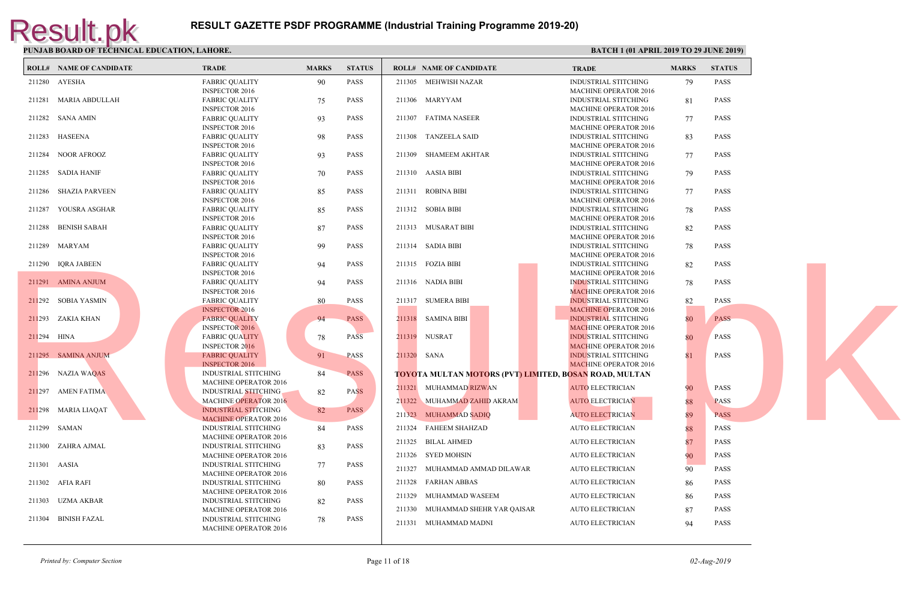# RESULT GAZETTE PSDF PROGRAMME (Industrial Training Programme 2019-20)

**PUNJAB BOARD OF TECHNICAL EDUCATION, LAHORE.**

**BATCH 1 (01 APRIL 2019 TO 29 JUNE 2019)**

| ROLL# | NAME OF CANDIDATE | TRADE | MARKS | STATUS |
|---|---|---|---|---|
| 211280 | AYESHA | FABRIC QUALITY INSPECTOR 2016 | 90 | PASS |
| 211281 | MARIA ABDULLAH | FABRIC QUALITY INSPECTOR 2016 | 75 | PASS |
| 211282 | SANA AMIN | FABRIC QUALITY INSPECTOR 2016 | 93 | PASS |
| 211283 | HASEENA | FABRIC QUALITY INSPECTOR 2016 | 98 | PASS |
| 211284 | NOOR AFROOZ | FABRIC QUALITY INSPECTOR 2016 | 93 | PASS |
| 211285 | SADIA HANIF | FABRIC QUALITY INSPECTOR 2016 | 70 | PASS |
| 211286 | SHAZIA PARVEEN | FABRIC QUALITY INSPECTOR 2016 | 85 | PASS |
| 211287 | YOUSRA ASGHAR | FABRIC QUALITY INSPECTOR 2016 | 85 | PASS |
| 211288 | BENISH SABAH | FABRIC QUALITY INSPECTOR 2016 | 87 | PASS |
| 211289 | MARYAM | FABRIC QUALITY INSPECTOR 2016 | 99 | PASS |
| 211290 | IQRA JABEEN | FABRIC QUALITY INSPECTOR 2016 | 94 | PASS |
| 211291 | AMINA ANJUM | FABRIC QUALITY INSPECTOR 2016 | 94 | PASS |
| 211292 | SOBIA YASMIN | FABRIC QUALITY INSPECTOR 2016 | 80 | PASS |
| 211293 | ZAKIA KHAN | FABRIC QUALITY INSPECTOR 2016 | 94 | PASS |
| 211294 | HINA | FABRIC QUALITY INSPECTOR 2016 | 78 | PASS |
| 211295 | SAMINA ANJUM | FABRIC QUALITY INSPECTOR 2016 | 91 | PASS |
| 211296 | NAZIA WAQAS | INDUSTRIAL STITCHING MACHINE OPERATOR 2016 | 84 | PASS |
| 211297 | AMEN FATIMA | INDUSTRIAL STITCHING MACHINE OPERATOR 2016 | 82 | PASS |
| 211298 | MARIA LIAQAT | INDUSTRIAL STITCHING MACHINE OPERATOR 2016 | 82 | PASS |
| 211299 | SAMAN | INDUSTRIAL STITCHING MACHINE OPERATOR 2016 | 84 | PASS |
| 211300 | ZAHRA AJMAL | INDUSTRIAL STITCHING MACHINE OPERATOR 2016 | 83 | PASS |
| 211301 | AASIA | INDUSTRIAL STITCHING MACHINE OPERATOR 2016 | 77 | PASS |
| 211302 | AFIA RAFI | INDUSTRIAL STITCHING MACHINE OPERATOR 2016 | 80 | PASS |
| 211303 | UZMA AKBAR | INDUSTRIAL STITCHING MACHINE OPERATOR 2016 | 82 | PASS |
| 211304 | BINISH FAZAL | INDUSTRIAL STITCHING MACHINE OPERATOR 2016 | 78 | PASS |
| 211305 | MEHWISH NAZAR | INDUSTRIAL STITCHING MACHINE OPERATOR 2016 | 79 | PASS |
| 211306 | MARYYAM | INDUSTRIAL STITCHING MACHINE OPERATOR 2016 | 81 | PASS |
| 211307 | FATIMA NASEER | INDUSTRIAL STITCHING MACHINE OPERATOR 2016 | 77 | PASS |
| 211308 | TANZEELA SAID | INDUSTRIAL STITCHING MACHINE OPERATOR 2016 | 83 | PASS |
| 211309 | SHAMEEM AKHTAR | INDUSTRIAL STITCHING MACHINE OPERATOR 2016 | 77 | PASS |
| 211310 | AASIA BIBI | INDUSTRIAL STITCHING MACHINE OPERATOR 2016 | 79 | PASS |
| 211311 | ROBINA BIBI | INDUSTRIAL STITCHING MACHINE OPERATOR 2016 | 77 | PASS |
| 211312 | SOBIA BIBI | INDUSTRIAL STITCHING MACHINE OPERATOR 2016 | 78 | PASS |
| 211313 | MUSARAT BIBI | INDUSTRIAL STITCHING MACHINE OPERATOR 2016 | 82 | PASS |
| 211314 | SADIA BIBI | INDUSTRIAL STITCHING MACHINE OPERATOR 2016 | 78 | PASS |
| 211315 | FOZIA BIBI | INDUSTRIAL STITCHING MACHINE OPERATOR 2016 | 82 | PASS |
| 211316 | NADIA BIBI | INDUSTRIAL STITCHING MACHINE OPERATOR 2016 | 78 | PASS |
| 211317 | SUMERA BIBI | INDUSTRIAL STITCHING MACHINE OPERATOR 2016 | 82 | PASS |
| 211318 | SAMINA BIBI | INDUSTRIAL STITCHING MACHINE OPERATOR 2016 | 80 | PASS |
| 211319 | NUSRAT | INDUSTRIAL STITCHING MACHINE OPERATOR 2016 | 80 | PASS |
| 211320 | SANA | INDUSTRIAL STITCHING MACHINE OPERATOR 2016 | 81 | PASS |

**TOYOTA MULTAN MOTORS (PVT) LIMITED, BOSAN ROAD, MULTAN**

| ROLL# | NAME OF CANDIDATE | TRADE | MARKS | STATUS |
|---|---|---|---|---|
| 211321 | MUHAMMAD RIZWAN | AUTO ELECTRICIAN | 90 | PASS |
| 211322 | MUHAMMAD ZAHID AKRAM | AUTO ELECTRICIAN | 88 | PASS |
| 211323 | MUHAMMAD SADIQ | AUTO ELECTRICIAN | 89 | PASS |
| 211324 | FAHEEM SHAHZAD | AUTO ELECTRICIAN | 88 | PASS |
| 211325 | BILAL AHMED | AUTO ELECTRICIAN | 87 | PASS |
| 211326 | SYED MOHSIN | AUTO ELECTRICIAN | 90 | PASS |
| 211327 | MUHAMMAD AMMAD DILAWAR | AUTO ELECTRICIAN | 90 | PASS |
| 211328 | FARHAN ABBAS | AUTO ELECTRICIAN | 86 | PASS |
| 211329 | MUHAMMAD WASEEM | AUTO ELECTRICIAN | 86 | PASS |
| 211330 | MUHAMMAD SHEHR YAR QAISAR | AUTO ELECTRICIAN | 87 | PASS |
| 211331 | MUHAMMAD MADNI | AUTO ELECTRICIAN | 94 | PASS |

*Printed by: Computer Section*

*02-Aug-2019*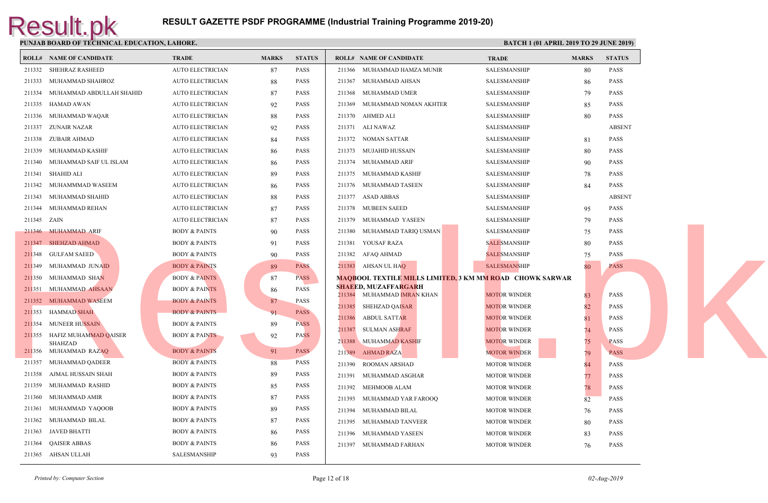# RESULT GAZETTE PSDF PROGRAMME (Industrial Training Programme 2019-20)

**PUNJAB BOARD OF TECHNICAL EDUCATION, LAHORE.**

**BATCH 1 (01 APRIL 2019 TO 29 JUNE 2019)**

| ROLL# | NAME OF CANDIDATE | TRADE | MARKS | STATUS |
|---|---|---|---|---|
| 211332 | SHEHRAZ RASHEED | AUTO ELECTRICIAN | 87 | PASS |
| 211333 | MUHAMMAD SHAHROZ | AUTO ELECTRICIAN | 88 | PASS |
| 211334 | MUHAMMAD ABDULLAH SHAHID | AUTO ELECTRICIAN | 87 | PASS |
| 211335 | HAMAD AWAN | AUTO ELECTRICIAN | 92 | PASS |
| 211336 | MUHAMMAD WAQAR | AUTO ELECTRICIAN | 88 | PASS |
| 211337 | ZUNAIR NAZAR | AUTO ELECTRICIAN | 92 | PASS |
| 211338 | ZUBAIR AHMAD | AUTO ELECTRICIAN | 84 | PASS |
| 211339 | MUHAMMAD KASHIF | AUTO ELECTRICIAN | 86 | PASS |
| 211340 | MUHAMMAD SAIF UL ISLAM | AUTO ELECTRICIAN | 86 | PASS |
| 211341 | SHAHID ALI | AUTO ELECTRICIAN | 89 | PASS |
| 211342 | MUHAMMMAD WASEEM | AUTO ELECTRICIAN | 86 | PASS |
| 211343 | MUHAMMAD SHAHID | AUTO ELECTRICIAN | 88 | PASS |
| 211344 | MUHAMMAD REHAN | AUTO ELECTRICIAN | 87 | PASS |
| 211345 | ZAIN | AUTO ELECTRICIAN | 87 | PASS |
| 211346 | MUHAMMAD ARIF | BODY & PAINTS | 90 | PASS |
| 211347 | SHEHZAD AHMAD | BODY & PAINTS | 91 | PASS |
| 211348 | GULFAM SAEED | BODY & PAINTS | 90 | PASS |
| 211349 | MUHAMMAD JUNAID | BODY & PAINTS | 89 | PASS |
| 211350 | MUHAMMAD SHAN | BODY & PAINTS | 87 | PASS |
| 211351 | MUHAMMAD AHSAAN | BODY & PAINTS | 86 | PASS |
| 211352 | MUHAMMAD WASEEM | BODY & PAINTS | 87 | PASS |
| 211353 | HAMMAD SHAH | BODY & PAINTS | 91 | PASS |
| 211354 | MUNEER HUSSAIN | BODY & PAINTS | 89 | PASS |
| 211355 | HAFIZ MUHAMMAD QAISER SHAHZAD | BODY & PAINTS | 92 | PASS |
| 211356 | MUHAMMAD RAZAQ | BODY & PAINTS | 91 | PASS |
| 211357 | MUHAMMAD QADEER | BODY & PAINTS | 88 | PASS |
| 211358 | AJMAL HUSSAIN SHAH | BODY & PAINTS | 89 | PASS |
| 211359 | MUHAMMAD RASHID | BODY & PAINTS | 85 | PASS |
| 211360 | MUHAMMAD AMIR | BODY & PAINTS | 87 | PASS |
| 211361 | MUHAMMAD YAQOOB | BODY & PAINTS | 89 | PASS |
| 211362 | MUHAMMAD BILAL | BODY & PAINTS | 87 | PASS |
| 211363 | JAVED BHATTI | BODY & PAINTS | 86 | PASS |
| 211364 | QAISER ABBAS | BODY & PAINTS | 86 | PASS |
| 211365 | AHSAN ULLAH | SALESMANSHIP | 93 | PASS |
| 211366 | MUHAMMAD HAMZA MUNIR | SALESMANSHIP | 80 | PASS |
| 211367 | MUHAMMAD AHSAN | SALESMANSHIP | 86 | PASS |
| 211368 | MUHAMMAD UMER | SALESMANSHIP | 79 | PASS |
| 211369 | MUHAMMAD NOMAN AKHTER | SALESMANSHIP | 85 | PASS |
| 211370 | AHMED ALI | SALESMANSHIP | 80 | PASS |
| 211371 | ALI NAWAZ | SALESMANSHIP | | ABSENT |
| 211372 | NOMAN SATTAR | SALESMANSHIP | 81 | PASS |
| 211373 | MUJAHID HUSSAIN | SALESMANSHIP | 80 | PASS |
| 211374 | MUHAMMAD ARIF | SALESMANSHIP | 90 | PASS |
| 211375 | MUHAMMAD KASHIF | SALESMANSHIP | 78 | PASS |
| 211376 | MUHAMMAD TASEEN | SALESMANSHIP | 84 | PASS |
| 211377 | ASAD ABBAS | SALESMANSHIP | | ABSENT |
| 211378 | MUBEEN SAEED | SALESMANSHIP | 95 | PASS |
| 211379 | MUHAMMAD YASEEN | SALESMANSHIP | 79 | PASS |
| 211380 | MUHAMMAD TARIQ USMAN | SALESMANSHIP | 75 | PASS |
| 211381 | YOUSAF RAZA | SALESMANSHIP | 80 | PASS |
| 211382 | AFAQ AHMAD | SALESMANSHIP | 75 | PASS |
| 211383 | AHSAN UL HAQ | SALESMANSHIP | 80 | PASS |

**MAQBOOL TEXTILE MILLS LIMITED, 3 KM MM ROAD CHOWK SARWAR SHAEED, MUZAFFARGARH**

| ROLL# | NAME OF CANDIDATE | TRADE | MARKS | STATUS |
|---|---|---|---|---|
| 211384 | MUHAMMAD IMRAN KHAN | MOTOR WINDER | 83 | PASS |
| 211385 | SHEHZAD QAISAR | MOTOR WINDER | 82 | PASS |
| 211386 | ABDUL SATTAR | MOTOR WINDER | 81 | PASS |
| 211387 | SULMAN ASHRAF | MOTOR WINDER | 74 | PASS |
| 211388 | MUHAMMAD KASHIF | MOTOR WINDER | 75 | PASS |
| 211389 | AHMAD RAZA | MOTOR WINDER | 79 | PASS |
| 211390 | ROOMAN ARSHAD | MOTOR WINDER | 84 | PASS |
| 211391 | MUHAMMAD ASGHAR | MOTOR WINDER | 77 | PASS |
| 211392 | MEHMOOB ALAM | MOTOR WINDER | 78 | PASS |
| 211393 | MUHAMMAD YAR FAROOQ | MOTOR WINDER | 82 | PASS |
| 211394 | MUHAMMAD BILAL | MOTOR WINDER | 76 | PASS |
| 211395 | MUHAMMAD TANVEER | MOTOR WINDER | 80 | PASS |
| 211396 | MUHAMMAD YASEEN | MOTOR WINDER | 83 | PASS |
| 211397 | MUHAMMAD FARHAN | MOTOR WINDER | 76 | PASS |

*Printed by: Computer Section*

*02-Aug-2019*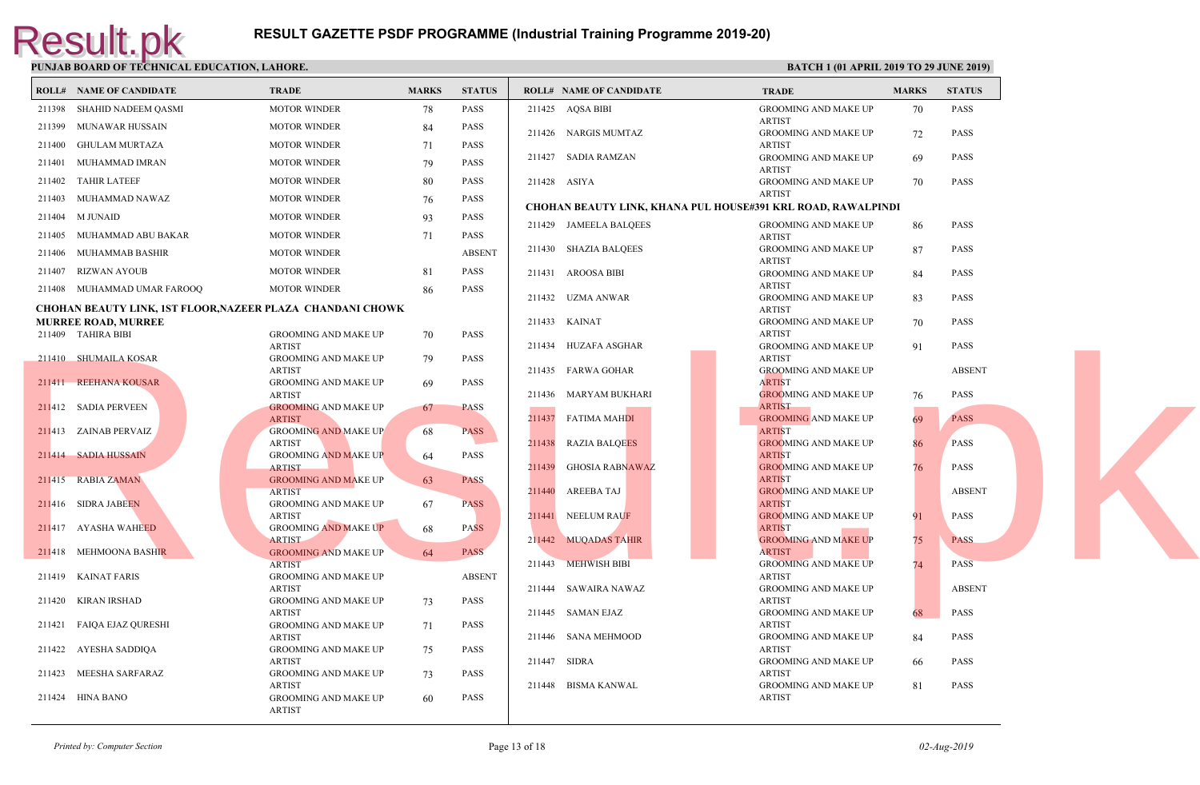# RESULT GAZETTE PSDF PROGRAMME (Industrial Training Programme 2019-20)

**PUNJAB BOARD OF TECHNICAL EDUCATION, LAHORE.**

**BATCH 1 (01 APRIL 2019 TO 29 JUNE 2019)**

| ROLL# | NAME OF CANDIDATE | TRADE | MARKS | STATUS |
|---|---|---|---|---|
| 211398 | SHAHID NADEEM QASMI | MOTOR WINDER | 78 | PASS |
| 211399 | MUNAWAR HUSSAIN | MOTOR WINDER | 84 | PASS |
| 211400 | GHULAM MURTAZA | MOTOR WINDER | 71 | PASS |
| 211401 | MUHAMMAD IMRAN | MOTOR WINDER | 79 | PASS |
| 211402 | TAHIR LATEEF | MOTOR WINDER | 80 | PASS |
| 211403 | MUHAMMAD NAWAZ | MOTOR WINDER | 76 | PASS |
| 211404 | M JUNAID | MOTOR WINDER | 93 | PASS |
| 211405 | MUHAMMAD ABU BAKAR | MOTOR WINDER | 71 | PASS |
| 211406 | MUHAMMAB BASHIR | MOTOR WINDER | | ABSENT |
| 211407 | RIZWAN AYOUB | MOTOR WINDER | 81 | PASS |
| 211408 | MUHAMMAD UMAR FAROOQ | MOTOR WINDER | 86 | PASS |

**CHOHAN BEAUTY LINK, 1ST FLOOR,NAZEER PLAZA CHANDANI CHOWK MURREE ROAD, MURREE**

| ROLL# | NAME OF CANDIDATE | TRADE | MARKS | STATUS |
|---|---|---|---|---|
| 211409 | TAHIRA BIBI | GROOMING AND MAKE UP ARTIST | 70 | PASS |
| 211410 | SHUMAILA KOSAR | GROOMING AND MAKE UP ARTIST | 79 | PASS |
| 211411 | REEHANA KOUSAR | GROOMING AND MAKE UP ARTIST | 69 | PASS |
| 211412 | SADIA PERVEEN | GROOMING AND MAKE UP ARTIST | 67 | PASS |
| 211413 | ZAINAB PERVAIZ | GROOMING AND MAKE UP ARTIST | 68 | PASS |
| 211414 | SADIA HUSSAIN | GROOMING AND MAKE UP ARTIST | 64 | PASS |
| 211415 | RABIA ZAMAN | GROOMING AND MAKE UP ARTIST | 63 | PASS |
| 211416 | SIDRA JABEEN | GROOMING AND MAKE UP ARTIST | 67 | PASS |
| 211417 | AYASHA WAHEED | GROOMING AND MAKE UP ARTIST | 68 | PASS |
| 211418 | MEHMOONA BASHIR | GROOMING AND MAKE UP ARTIST | 64 | PASS |
| 211419 | KAINAT FARIS | GROOMING AND MAKE UP ARTIST | | ABSENT |
| 211420 | KIRAN IRSHAD | GROOMING AND MAKE UP ARTIST | 73 | PASS |
| 211421 | FAIQA EJAZ QURESHI | GROOMING AND MAKE UP ARTIST | 71 | PASS |
| 211422 | AYESHA SADDIQA | GROOMING AND MAKE UP ARTIST | 75 | PASS |
| 211423 | MEESHA SARFARAZ | GROOMING AND MAKE UP ARTIST | 73 | PASS |
| 211424 | HINA BANO | GROOMING AND MAKE UP ARTIST | 60 | PASS |
| 211425 | AQSA BIBI | GROOMING AND MAKE UP ARTIST | 70 | PASS |
| 211426 | NARGIS MUMTAZ | GROOMING AND MAKE UP ARTIST | 72 | PASS |
| 211427 | SADIA RAMZAN | GROOMING AND MAKE UP ARTIST | 69 | PASS |
| 211428 | ASIYA | GROOMING AND MAKE UP ARTIST | 70 | PASS |

**CHOHAN BEAUTY LINK, KHANA PUL HOUSE#391 KRL ROAD, RAWALPINDI**

| ROLL# | NAME OF CANDIDATE | TRADE | MARKS | STATUS |
|---|---|---|---|---|
| 211429 | JAMEELA BALQEES | GROOMING AND MAKE UP ARTIST | 86 | PASS |
| 211430 | SHAZIA BALQEES | GROOMING AND MAKE UP ARTIST | 87 | PASS |
| 211431 | AROOSA BIBI | GROOMING AND MAKE UP ARTIST | 84 | PASS |
| 211432 | UZMA ANWAR | GROOMING AND MAKE UP ARTIST | 83 | PASS |
| 211433 | KAINAT | GROOMING AND MAKE UP ARTIST | 70 | PASS |
| 211434 | HUZAFA ASGHAR | GROOMING AND MAKE UP ARTIST | 91 | PASS |
| 211435 | FARWA GOHAR | GROOMING AND MAKE UP ARTIST | | ABSENT |
| 211436 | MARYAM BUKHARI | GROOMING AND MAKE UP ARTIST | 76 | PASS |
| 211437 | FATIMA MAHDI | GROOMING AND MAKE UP ARTIST | 69 | PASS |
| 211438 | RAZIA BALQEES | GROOMING AND MAKE UP ARTIST | 86 | PASS |
| 211439 | GHOSIA RABNAWAZ | GROOMING AND MAKE UP ARTIST | 76 | PASS |
| 211440 | AREEBA TAJ | GROOMING AND MAKE UP ARTIST | | ABSENT |
| 211441 | NEELUM RAUF | GROOMING AND MAKE UP ARTIST | 91 | PASS |
| 211442 | MUQADAS TAHIR | GROOMING AND MAKE UP ARTIST | 75 | PASS |
| 211443 | MEHWISH BIBI | GROOMING AND MAKE UP ARTIST | 74 | PASS |
| 211444 | SAWAIRA NAWAZ | GROOMING AND MAKE UP ARTIST | | ABSENT |
| 211445 | SAMAN EJAZ | GROOMING AND MAKE UP ARTIST | 68 | PASS |
| 211446 | SANA MEHMOOD | GROOMING AND MAKE UP ARTIST | 84 | PASS |
| 211447 | SIDRA | GROOMING AND MAKE UP ARTIST | 66 | PASS |
| 211448 | BISMA KANWAL | GROOMING AND MAKE UP ARTIST | 81 | PASS |

*Printed by: Computer Section*

*02-Aug-2019*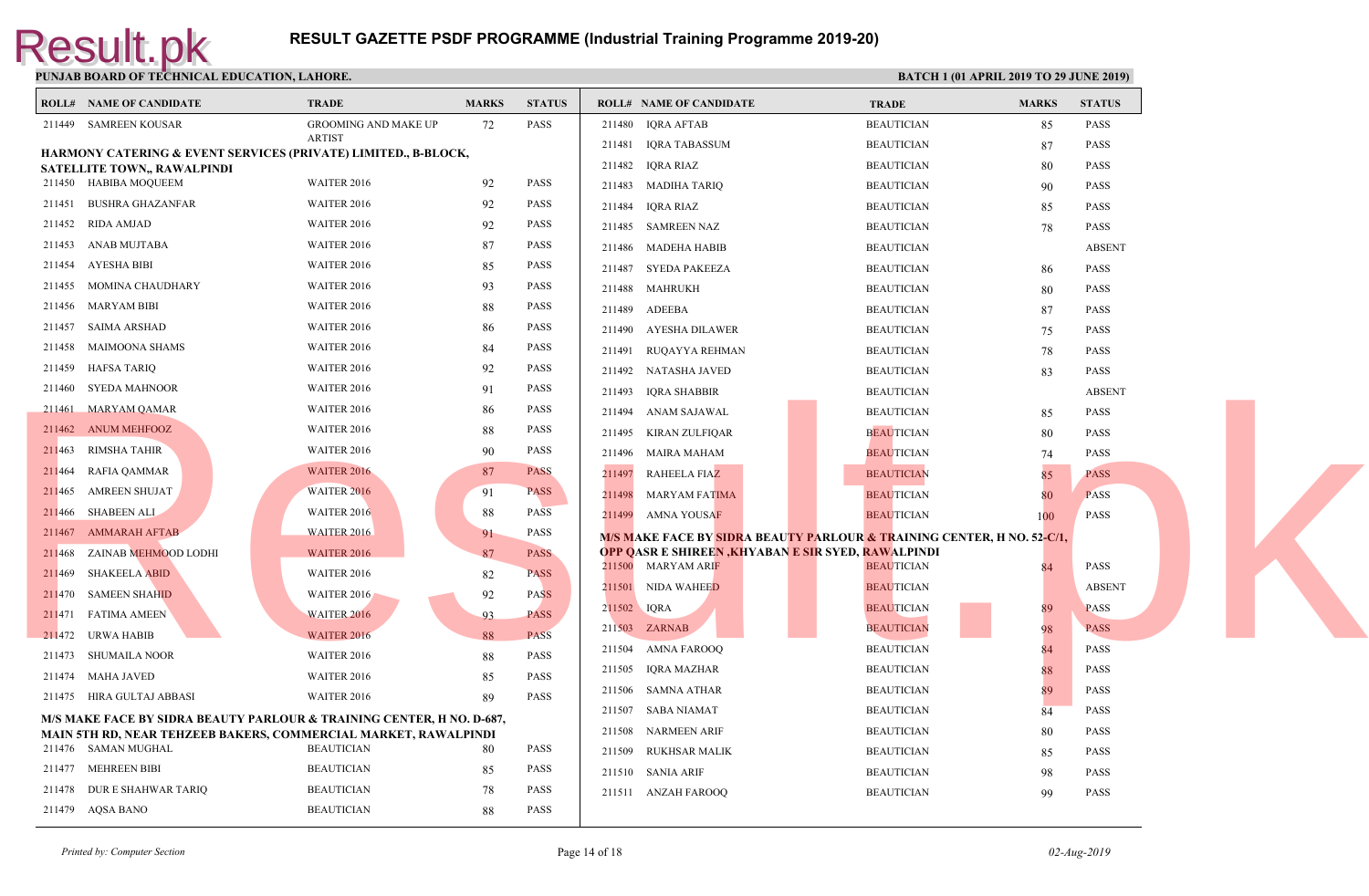# RESULT GAZETTE PSDF PROGRAMME (Industrial Training Programme 2019-20)

**PUNJAB BOARD OF TECHNICAL EDUCATION, LAHORE.**

**BATCH 1 (01 APRIL 2019 TO 29 JUNE 2019)**

| ROLL# | NAME OF CANDIDATE | TRADE | MARKS | STATUS |
|---|---|---|---|---|
| 211449 | SAMREEN KOUSAR | GROOMING AND MAKE UP ARTIST | 72 | PASS |
| **HARMONY CATERING & EVENT SERVICES (PRIVATE) LIMITED., B-BLOCK, SATELLITE TOWN,, RAWALPINDI** | | | | |
| 211450 | HABIBA MOQUEEM | WAITER 2016 | 92 | PASS |
| 211451 | BUSHRA GHAZANFAR | WAITER 2016 | 92 | PASS |
| 211452 | RIDA AMJAD | WAITER 2016 | 92 | PASS |
| 211453 | ANAB MUJTABA | WAITER 2016 | 87 | PASS |
| 211454 | AYESHA BIBI | WAITER 2016 | 85 | PASS |
| 211455 | MOMINA CHAUDHARY | WAITER 2016 | 93 | PASS |
| 211456 | MARYAM BIBI | WAITER 2016 | 88 | PASS |
| 211457 | SAIMA ARSHAD | WAITER 2016 | 86 | PASS |
| 211458 | MAIMOONA SHAMS | WAITER 2016 | 84 | PASS |
| 211459 | HAFSA TARIQ | WAITER 2016 | 92 | PASS |
| 211460 | SYEDA MAHNOOR | WAITER 2016 | 91 | PASS |
| 211461 | MARYAM QAMAR | WAITER 2016 | 86 | PASS |
| 211462 | ANUM MEHFOOZ | WAITER 2016 | 88 | PASS |
| 211463 | RIMSHA TAHIR | WAITER 2016 | 90 | PASS |
| 211464 | RAFIA QAMMAR | WAITER 2016 | 87 | PASS |
| 211465 | AMREEN SHUJAT | WAITER 2016 | 91 | PASS |
| 211466 | SHABEEN ALI | WAITER 2016 | 88 | PASS |
| 211467 | AMMARAH AFTAB | WAITER 2016 | 91 | PASS |
| 211468 | ZAINAB MEHMOOD LODHI | WAITER 2016 | 87 | PASS |
| 211469 | SHAKEELA ABID | WAITER 2016 | 82 | PASS |
| 211470 | SAMEEN SHAHID | WAITER 2016 | 92 | PASS |
| 211471 | FATIMA AMEEN | WAITER 2016 | 93 | PASS |
| 211472 | URWA HABIB | WAITER 2016 | 88 | PASS |
| 211473 | SHUMAILA NOOR | WAITER 2016 | 88 | PASS |
| 211474 | MAHA JAVED | WAITER 2016 | 85 | PASS |
| 211475 | HIRA GULTAJ ABBASI | WAITER 2016 | 89 | PASS |
| **M/S MAKE FACE BY SIDRA BEAUTY PARLOUR & TRAINING CENTER, H NO. D-687, MAIN 5TH RD, NEAR TEHZEEB BAKERS, COMMERCIAL MARKET, RAWALPINDI** | | | | |
| 211476 | SAMAN MUGHAL | BEAUTICIAN | 80 | PASS |
| 211477 | MEHREEN BIBI | BEAUTICIAN | 85 | PASS |
| 211478 | DUR E SHAHWAR TARIQ | BEAUTICIAN | 78 | PASS |
| 211479 | AQSA BANO | BEAUTICIAN | 88 | PASS |
| 211480 | IQRA AFTAB | BEAUTICIAN | 85 | PASS |
| 211481 | IQRA TABASSUM | BEAUTICIAN | 87 | PASS |
| 211482 | IQRA RIAZ | BEAUTICIAN | 80 | PASS |
| 211483 | MADIHA TARIQ | BEAUTICIAN | 90 | PASS |
| 211484 | IQRA RIAZ | BEAUTICIAN | 85 | PASS |
| 211485 | SAMREEN NAZ | BEAUTICIAN | 78 | PASS |
| 211486 | MADEHA HABIB | BEAUTICIAN | | ABSENT |
| 211487 | SYEDA PAKEEZA | BEAUTICIAN | 86 | PASS |
| 211488 | MAHRUKH | BEAUTICIAN | 80 | PASS |
| 211489 | ADEEBA | BEAUTICIAN | 87 | PASS |
| 211490 | AYESHA DILAWER | BEAUTICIAN | 75 | PASS |
| 211491 | RUQAYYA REHMAN | BEAUTICIAN | 78 | PASS |
| 211492 | NATASHA JAVED | BEAUTICIAN | 83 | PASS |
| 211493 | IQRA SHABBIR | BEAUTICIAN | | ABSENT |
| 211494 | ANAM SAJAWAL | BEAUTICIAN | 85 | PASS |
| 211495 | KIRAN ZULFIQAR | BEAUTICIAN | 80 | PASS |
| 211496 | MAIRA MAHAM | BEAUTICIAN | 74 | PASS |
| 211497 | RAHEELA FIAZ | BEAUTICIAN | 85 | PASS |
| 211498 | MARYAM FATIMA | BEAUTICIAN | 80 | PASS |
| 211499 | AMNA YOUSAF | BEAUTICIAN | 100 | PASS |
| **M/S MAKE FACE BY SIDRA BEAUTY PARLOUR & TRAINING CENTER, H NO. 52-C/1, OPP QASR E SHIREEN ,KHYABAN E SIR SYED, RAWALPINDI** | | | | |
| 211500 | MARYAM ARIF | BEAUTICIAN | 84 | PASS |
| 211501 | NIDA WAHEED | BEAUTICIAN | | ABSENT |
| 211502 | IQRA | BEAUTICIAN | 89 | PASS |
| 211503 | ZARNAB | BEAUTICIAN | 98 | PASS |
| 211504 | AMNA FAROOQ | BEAUTICIAN | 84 | PASS |
| 211505 | IQRA MAZHAR | BEAUTICIAN | 88 | PASS |
| 211506 | SAMNA ATHAR | BEAUTICIAN | 89 | PASS |
| 211507 | SABA NIAMAT | BEAUTICIAN | 84 | PASS |
| 211508 | NARMEEN ARIF | BEAUTICIAN | 80 | PASS |
| 211509 | RUKHSAR MALIK | BEAUTICIAN | 85 | PASS |
| 211510 | SANIA ARIF | BEAUTICIAN | 98 | PASS |
| 211511 | ANZAH FAROOQ | BEAUTICIAN | 99 | PASS |

*Printed by: Computer Section* *02-Aug-2019*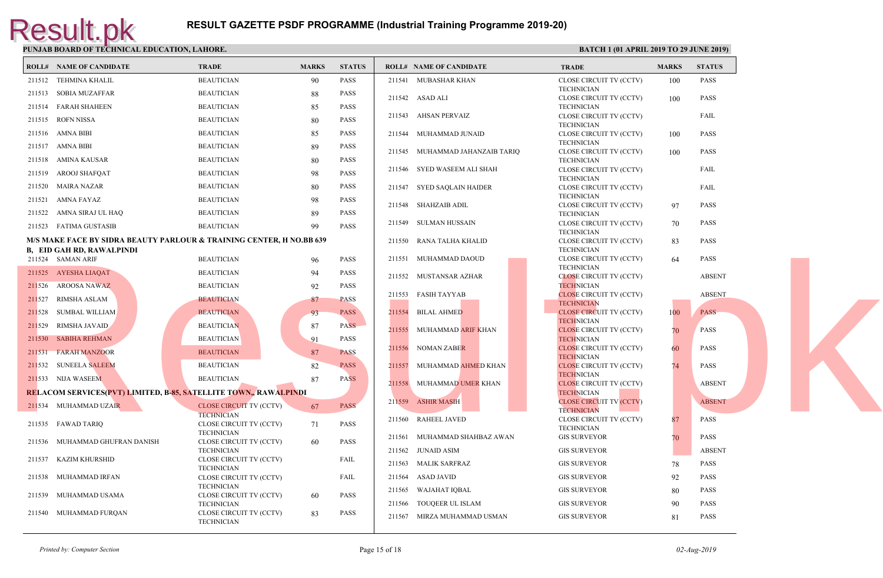# RESULT GAZETTE PSDF PROGRAMME (Industrial Training Programme 2019-20)

**PUNJAB BOARD OF TECHNICAL EDUCATION, LAHORE.**

**BATCH 1 (01 APRIL 2019 TO 29 JUNE 2019)**

| ROLL# | NAME OF CANDIDATE | TRADE | MARKS | STATUS |
|---|---|---|---|---|
| 211512 | TEHMINA KHALIL | BEAUTICIAN | 90 | PASS |
| 211513 | SOBIA MUZAFFAR | BEAUTICIAN | 88 | PASS |
| 211514 | FARAH SHAHEEN | BEAUTICIAN | 85 | PASS |
| 211515 | ROFN NISSA | BEAUTICIAN | 80 | PASS |
| 211516 | AMNA BIBI | BEAUTICIAN | 85 | PASS |
| 211517 | AMNA BIBI | BEAUTICIAN | 89 | PASS |
| 211518 | AMINA KAUSAR | BEAUTICIAN | 80 | PASS |
| 211519 | AROOJ SHAFQAT | BEAUTICIAN | 98 | PASS |
| 211520 | MAIRA NAZAR | BEAUTICIAN | 80 | PASS |
| 211521 | AMNA FAYAZ | BEAUTICIAN | 98 | PASS |
| 211522 | AMNA SIRAJ UL HAQ | BEAUTICIAN | 89 | PASS |
| 211523 | FATIMA GUSTASIB | BEAUTICIAN | 99 | PASS |

**M/S MAKE FACE BY SIDRA BEAUTY PARLOUR & TRAINING CENTER, H NO.BB 639 B, EID GAH RD, RAWALPINDI**

| ROLL# | NAME OF CANDIDATE | TRADE | MARKS | STATUS |
|---|---|---|---|---|
| 211524 | SAMAN ARIF | BEAUTICIAN | 96 | PASS |
| 211525 | AYESHA LIAQAT | BEAUTICIAN | 94 | PASS |
| 211526 | AROOSA NAWAZ | BEAUTICIAN | 92 | PASS |
| 211527 | RIMSHA ASLAM | BEAUTICIAN | 87 | PASS |
| 211528 | SUMBAL WILLIAM | BEAUTICIAN | 93 | PASS |
| 211529 | RIMSHA JAVAID | BEAUTICIAN | 87 | PASS |
| 211530 | SABIHA REHMAN | BEAUTICIAN | 91 | PASS |
| 211531 | FARAH MANZOOR | BEAUTICIAN | 87 | PASS |
| 211532 | SUNEELA SALEEM | BEAUTICIAN | 82 | PASS |
| 211533 | NIJA WASEEM | BEAUTICIAN | 87 | PASS |

**RELACOM SERVICES(PVT) LIMITED, B-85, SATELLITE TOWN,, RAWALPINDI**

| ROLL# | NAME OF CANDIDATE | TRADE | MARKS | STATUS |
|---|---|---|---|---|
| 211534 | MUHAMMAD UZAIR | CLOSE CIRCUIT TV (CCTV) TECHNICIAN | 67 | PASS |
| 211535 | FAWAD TARIQ | CLOSE CIRCUIT TV (CCTV) TECHNICIAN | 71 | PASS |
| 211536 | MUHAMMAD GHUFRAN DANISH | CLOSE CIRCUIT TV (CCTV) TECHNICIAN | 60 | PASS |
| 211537 | KAZIM KHURSHID | CLOSE CIRCUIT TV (CCTV) TECHNICIAN | | FAIL |
| 211538 | MUHAMMAD IRFAN | CLOSE CIRCUIT TV (CCTV) TECHNICIAN | | FAIL |
| 211539 | MUHAMMAD USAMA | CLOSE CIRCUIT TV (CCTV) TECHNICIAN | 60 | PASS |
| 211540 | MUHAMMAD FURQAN | CLOSE CIRCUIT TV (CCTV) TECHNICIAN | 83 | PASS |
| 211541 | MUBASHAR KHAN | CLOSE CIRCUIT TV (CCTV) TECHNICIAN | 100 | PASS |
| 211542 | ASAD ALI | CLOSE CIRCUIT TV (CCTV) TECHNICIAN | 100 | PASS |
| 211543 | AHSAN PERVAIZ | CLOSE CIRCUIT TV (CCTV) TECHNICIAN | | FAIL |
| 211544 | MUHAMMAD JUNAID | CLOSE CIRCUIT TV (CCTV) TECHNICIAN | 100 | PASS |
| 211545 | MUHAMMAD JAHANZAIB TARIQ | CLOSE CIRCUIT TV (CCTV) TECHNICIAN | 100 | PASS |
| 211546 | SYED WASEEM ALI SHAH | CLOSE CIRCUIT TV (CCTV) TECHNICIAN | | FAIL |
| 211547 | SYED SAQLAIN HAIDER | CLOSE CIRCUIT TV (CCTV) TECHNICIAN | | FAIL |
| 211548 | SHAHZAIB ADIL | CLOSE CIRCUIT TV (CCTV) TECHNICIAN | 97 | PASS |
| 211549 | SULMAN HUSSAIN | CLOSE CIRCUIT TV (CCTV) TECHNICIAN | 70 | PASS |
| 211550 | RANA TALHA KHALID | CLOSE CIRCUIT TV (CCTV) TECHNICIAN | 83 | PASS |
| 211551 | MUHAMMAD DAOUD | CLOSE CIRCUIT TV (CCTV) TECHNICIAN | 64 | PASS |
| 211552 | MUSTANSAR AZHAR | CLOSE CIRCUIT TV (CCTV) TECHNICIAN | | ABSENT |
| 211553 | FASIH TAYYAB | CLOSE CIRCUIT TV (CCTV) TECHNICIAN | | ABSENT |
| 211554 | BILAL AHMED | CLOSE CIRCUIT TV (CCTV) TECHNICIAN | 100 | PASS |
| 211555 | MUHAMMAD ARIF KHAN | CLOSE CIRCUIT TV (CCTV) TECHNICIAN | 70 | PASS |
| 211556 | NOMAN ZABER | CLOSE CIRCUIT TV (CCTV) TECHNICIAN | 60 | PASS |
| 211557 | MUHAMMAD AHMED KHAN | CLOSE CIRCUIT TV (CCTV) TECHNICIAN | 74 | PASS |
| 211558 | MUHAMMAD UMER KHAN | CLOSE CIRCUIT TV (CCTV) TECHNICIAN | | ABSENT |
| 211559 | ASHIR MASIH | CLOSE CIRCUIT TV (CCTV) TECHNICIAN | | ABSENT |
| 211560 | RAHEEL JAVED | CLOSE CIRCUIT TV (CCTV) TECHNICIAN | 87 | PASS |
| 211561 | MUHAMMAD SHAHBAZ AWAN | GIS SURVEYOR | 70 | PASS |
| 211562 | JUNAID ASIM | GIS SURVEYOR | | ABSENT |
| 211563 | MALIK SARFRAZ | GIS SURVEYOR | 78 | PASS |
| 211564 | ASAD JAVID | GIS SURVEYOR | 92 | PASS |
| 211565 | WAJAHAT IQBAL | GIS SURVEYOR | 80 | PASS |
| 211566 | TOUQEER UL ISLAM | GIS SURVEYOR | 90 | PASS |
| 211567 | MIRZA MUHAMMAD USMAN | GIS SURVEYOR | 81 | PASS |

*Printed by: Computer Section*

*02-Aug-2019*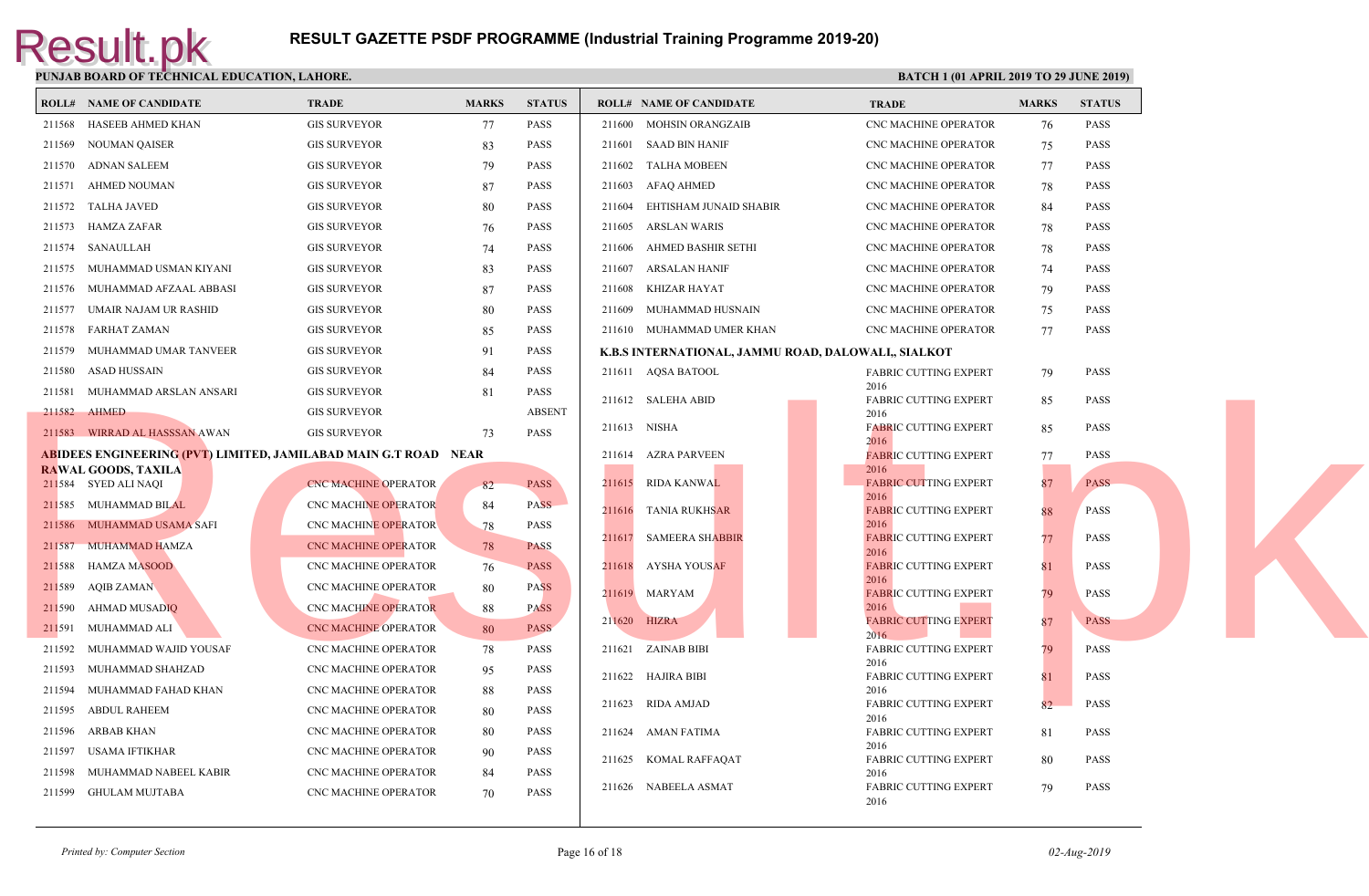# RESULT GAZETTE PSDF PROGRAMME (Industrial Training Programme 2019-20)

**PUNJAB BOARD OF TECHNICAL EDUCATION, LAHORE.** **BATCH 1 (01 APRIL 2019 TO 29 JUNE 2019)**

| ROLL# | NAME OF CANDIDATE | TRADE | MARKS | STATUS |
|---|---|---|---|---|
| 211568 | HASEEB AHMED KHAN | GIS SURVEYOR | 77 | PASS |
| 211569 | NOUMAN QAISER | GIS SURVEYOR | 83 | PASS |
| 211570 | ADNAN SALEEM | GIS SURVEYOR | 79 | PASS |
| 211571 | AHMED NOUMAN | GIS SURVEYOR | 87 | PASS |
| 211572 | TALHA JAVED | GIS SURVEYOR | 80 | PASS |
| 211573 | HAMZA ZAFAR | GIS SURVEYOR | 76 | PASS |
| 211574 | SANAULLAH | GIS SURVEYOR | 74 | PASS |
| 211575 | MUHAMMAD USMAN KIYANI | GIS SURVEYOR | 83 | PASS |
| 211576 | MUHAMMAD AFZAAL ABBASI | GIS SURVEYOR | 87 | PASS |
| 211577 | UMAIR NAJAM UR RASHID | GIS SURVEYOR | 80 | PASS |
| 211578 | FARHAT ZAMAN | GIS SURVEYOR | 85 | PASS |
| 211579 | MUHAMMAD UMAR TANVEER | GIS SURVEYOR | 91 | PASS |
| 211580 | ASAD HUSSAIN | GIS SURVEYOR | 84 | PASS |
| 211581 | MUHAMMAD ARSLAN ANSARI | GIS SURVEYOR | 81 | PASS |
| 211582 | AHMED | GIS SURVEYOR | | ABSENT |
| 211583 | WIRRAD AL HASSSAN AWAN | GIS SURVEYOR | 73 | PASS |

**ABIDEES ENGINEERING (PVT) LIMITED, JAMILABAD MAIN G.T ROAD NEAR RAWAL GOODS, TAXILA**

| ROLL# | NAME OF CANDIDATE | TRADE | MARKS | STATUS |
|---|---|---|---|---|
| 211584 | SYED ALI NAQI | CNC MACHINE OPERATOR | 82 | PASS |
| 211585 | MUHAMMAD BILAL | CNC MACHINE OPERATOR | 84 | PASS |
| 211586 | MUHAMMAD USAMA SAFI | CNC MACHINE OPERATOR | 78 | PASS |
| 211587 | MUHAMMAD HAMZA | CNC MACHINE OPERATOR | 78 | PASS |
| 211588 | HAMZA MASOOD | CNC MACHINE OPERATOR | 76 | PASS |
| 211589 | AQIB ZAMAN | CNC MACHINE OPERATOR | 80 | PASS |
| 211590 | AHMAD MUSADIQ | CNC MACHINE OPERATOR | 88 | PASS |
| 211591 | MUHAMMAD ALI | CNC MACHINE OPERATOR | 80 | PASS |
| 211592 | MUHAMMAD WAJID YOUSAF | CNC MACHINE OPERATOR | 78 | PASS |
| 211593 | MUHAMMAD SHAHZAD | CNC MACHINE OPERATOR | 95 | PASS |
| 211594 | MUHAMMAD FAHAD KHAN | CNC MACHINE OPERATOR | 88 | PASS |
| 211595 | ABDUL RAHEEM | CNC MACHINE OPERATOR | 80 | PASS |
| 211596 | ARBAB KHAN | CNC MACHINE OPERATOR | 80 | PASS |
| 211597 | USAMA IFTIKHAR | CNC MACHINE OPERATOR | 90 | PASS |
| 211598 | MUHAMMAD NABEEL KABIR | CNC MACHINE OPERATOR | 84 | PASS |
| 211599 | GHULAM MUJTABA | CNC MACHINE OPERATOR | 70 | PASS |
| 211600 | MOHSIN ORANGZAIB | CNC MACHINE OPERATOR | 76 | PASS |
| 211601 | SAAD BIN HANIF | CNC MACHINE OPERATOR | 75 | PASS |
| 211602 | TALHA MOBEEN | CNC MACHINE OPERATOR | 77 | PASS |
| 211603 | AFAQ AHMED | CNC MACHINE OPERATOR | 78 | PASS |
| 211604 | EHTISHAM JUNAID SHABIR | CNC MACHINE OPERATOR | 84 | PASS |
| 211605 | ARSLAN WARIS | CNC MACHINE OPERATOR | 78 | PASS |
| 211606 | AHMED BASHIR SETHI | CNC MACHINE OPERATOR | 78 | PASS |
| 211607 | ARSALAN HANIF | CNC MACHINE OPERATOR | 74 | PASS |
| 211608 | KHIZAR HAYAT | CNC MACHINE OPERATOR | 79 | PASS |
| 211609 | MUHAMMAD HUSNAIN | CNC MACHINE OPERATOR | 75 | PASS |
| 211610 | MUHAMMAD UMER KHAN | CNC MACHINE OPERATOR | 77 | PASS |

**K.B.S INTERNATIONAL, JAMMU ROAD, DALOWALI,, SIALKOT**

| ROLL# | NAME OF CANDIDATE | TRADE | MARKS | STATUS |
|---|---|---|---|---|
| 211611 | AQSA BATOOL | FABRIC CUTTING EXPERT 2016 | 79 | PASS |
| 211612 | SALEHA ABID | FABRIC CUTTING EXPERT 2016 | 85 | PASS |
| 211613 | NISHA | FABRIC CUTTING EXPERT 2016 | 85 | PASS |
| 211614 | AZRA PARVEEN | FABRIC CUTTING EXPERT 2016 | 77 | PASS |
| 211615 | RIDA KANWAL | FABRIC CUTTING EXPERT 2016 | 87 | PASS |
| 211616 | TANIA RUKHSAR | FABRIC CUTTING EXPERT 2016 | 88 | PASS |
| 211617 | SAMEERA SHABBIR | FABRIC CUTTING EXPERT 2016 | 77 | PASS |
| 211618 | AYSHA YOUSAF | FABRIC CUTTING EXPERT 2016 | 81 | PASS |
| 211619 | MARYAM | FABRIC CUTTING EXPERT 2016 | 79 | PASS |
| 211620 | HIZRA | FABRIC CUTTING EXPERT 2016 | 87 | PASS |
| 211621 | ZAINAB BIBI | FABRIC CUTTING EXPERT 2016 | 79 | PASS |
| 211622 | HAJIRA BIBI | FABRIC CUTTING EXPERT 2016 | 81 | PASS |
| 211623 | RIDA AMJAD | FABRIC CUTTING EXPERT 2016 | 82 | PASS |
| 211624 | AMAN FATIMA | FABRIC CUTTING EXPERT 2016 | 81 | PASS |
| 211625 | KOMAL RAFFAQAT | FABRIC CUTTING EXPERT 2016 | 80 | PASS |
| 211626 | NABEELA ASMAT | FABRIC CUTTING EXPERT 2016 | 79 | PASS |

*Printed by: Computer Section* *02-Aug-2019*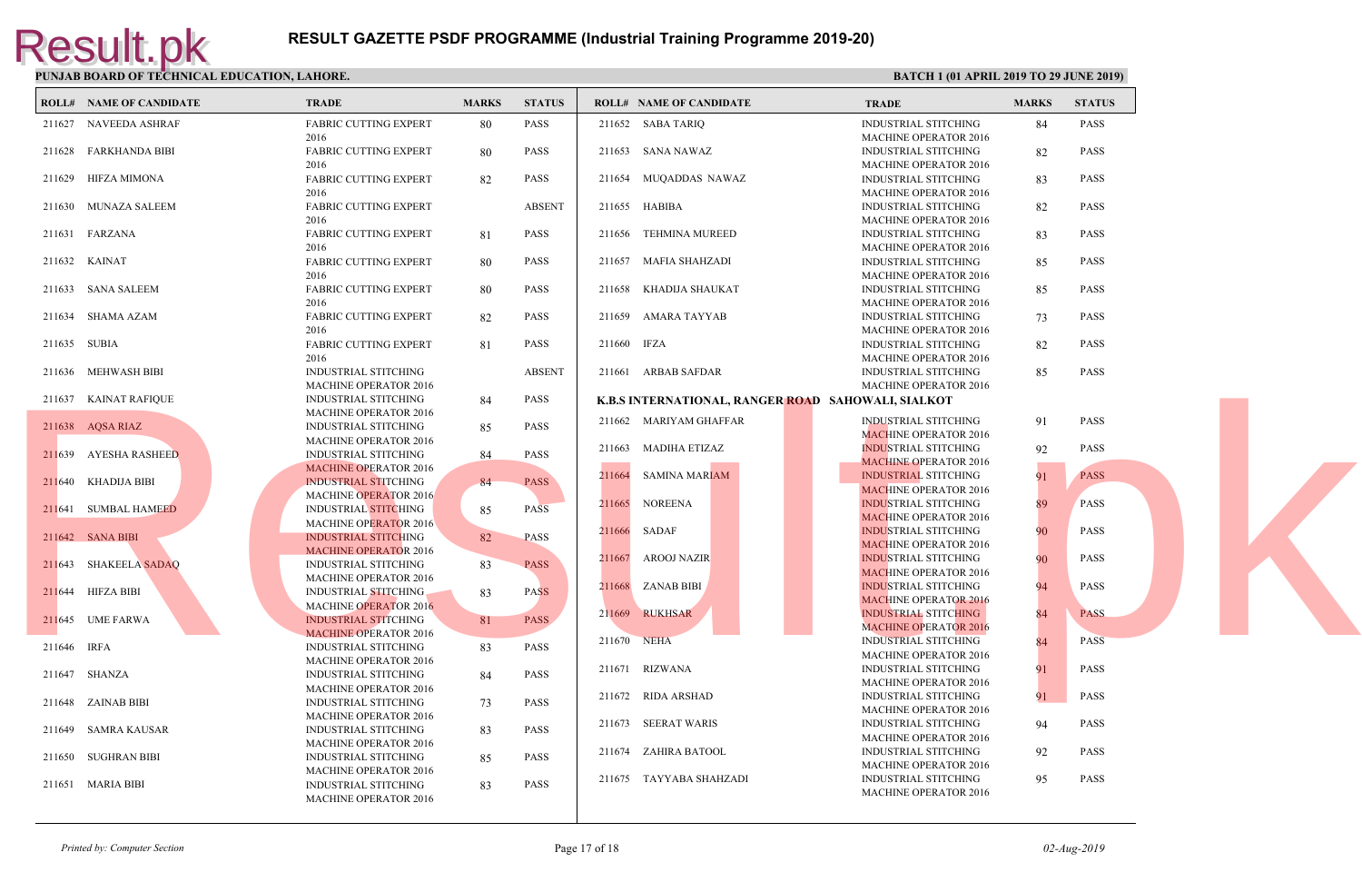# RESULT GAZETTE PSDF PROGRAMME (Industrial Training Programme 2019-20)

**PUNJAB BOARD OF TECHNICAL EDUCATION, LAHORE.**

**BATCH 1 (01 APRIL 2019 TO 29 JUNE 2019)**

| ROLL# | NAME OF CANDIDATE | TRADE | MARKS | STATUS |
|---|---|---|---|---|
| 211627 | NAVEEDA ASHRAF | FABRIC CUTTING EXPERT 2016 | 80 | PASS |
| 211628 | FARKHANDA BIBI | FABRIC CUTTING EXPERT 2016 | 80 | PASS |
| 211629 | HIFZA MIMONA | FABRIC CUTTING EXPERT 2016 | 82 | PASS |
| 211630 | MUNAZA SALEEM | FABRIC CUTTING EXPERT 2016 | | ABSENT |
| 211631 | FARZANA | FABRIC CUTTING EXPERT 2016 | 81 | PASS |
| 211632 | KAINAT | FABRIC CUTTING EXPERT 2016 | 80 | PASS |
| 211633 | SANA SALEEM | FABRIC CUTTING EXPERT 2016 | 80 | PASS |
| 211634 | SHAMA AZAM | FABRIC CUTTING EXPERT 2016 | 82 | PASS |
| 211635 | SUBIA | FABRIC CUTTING EXPERT 2016 | 81 | PASS |
| 211636 | MEHWASH BIBI | INDUSTRIAL STITCHING MACHINE OPERATOR 2016 | | ABSENT |
| 211637 | KAINAT RAFIQUE | INDUSTRIAL STITCHING MACHINE OPERATOR 2016 | 84 | PASS |
| 211638 | AQSA RIAZ | INDUSTRIAL STITCHING MACHINE OPERATOR 2016 | 85 | PASS |
| 211639 | AYESHA RASHEED | INDUSTRIAL STITCHING MACHINE OPERATOR 2016 | 84 | PASS |
| 211640 | KHADIJA BIBI | INDUSTRIAL STITCHING MACHINE OPERATOR 2016 | 84 | PASS |
| 211641 | SUMBAL HAMEED | INDUSTRIAL STITCHING MACHINE OPERATOR 2016 | 85 | PASS |
| 211642 | SANA BIBI | INDUSTRIAL STITCHING MACHINE OPERATOR 2016 | 82 | PASS |
| 211643 | SHAKEELA SADAQ | INDUSTRIAL STITCHING MACHINE OPERATOR 2016 | 83 | PASS |
| 211644 | HIFZA BIBI | INDUSTRIAL STITCHING MACHINE OPERATOR 2016 | 83 | PASS |
| 211645 | UME FARWA | INDUSTRIAL STITCHING MACHINE OPERATOR 2016 | 81 | PASS |
| 211646 | IRFA | INDUSTRIAL STITCHING MACHINE OPERATOR 2016 | 83 | PASS |
| 211647 | SHANZA | INDUSTRIAL STITCHING MACHINE OPERATOR 2016 | 84 | PASS |
| 211648 | ZAINAB BIBI | INDUSTRIAL STITCHING MACHINE OPERATOR 2016 | 73 | PASS |
| 211649 | SAMRA KAUSAR | INDUSTRIAL STITCHING MACHINE OPERATOR 2016 | 83 | PASS |
| 211650 | SUGHRAN BIBI | INDUSTRIAL STITCHING MACHINE OPERATOR 2016 | 85 | PASS |
| 211651 | MARIA BIBI | INDUSTRIAL STITCHING MACHINE OPERATOR 2016 | 83 | PASS |
| 211652 | SABA TARIQ | INDUSTRIAL STITCHING MACHINE OPERATOR 2016 | 84 | PASS |
| 211653 | SANA NAWAZ | INDUSTRIAL STITCHING MACHINE OPERATOR 2016 | 82 | PASS |
| 211654 | MUQADDAS NAWAZ | INDUSTRIAL STITCHING MACHINE OPERATOR 2016 | 83 | PASS |
| 211655 | HABIBA | INDUSTRIAL STITCHING MACHINE OPERATOR 2016 | 82 | PASS |
| 211656 | TEHMINA MUREED | INDUSTRIAL STITCHING MACHINE OPERATOR 2016 | 83 | PASS |
| 211657 | MAFIA SHAHZADI | INDUSTRIAL STITCHING MACHINE OPERATOR 2016 | 85 | PASS |
| 211658 | KHADIJA SHAUKAT | INDUSTRIAL STITCHING MACHINE OPERATOR 2016 | 85 | PASS |
| 211659 | AMARA TAYYAB | INDUSTRIAL STITCHING MACHINE OPERATOR 2016 | 73 | PASS |
| 211660 | IFZA | INDUSTRIAL STITCHING MACHINE OPERATOR 2016 | 82 | PASS |
| 211661 | ARBAB SAFDAR | INDUSTRIAL STITCHING MACHINE OPERATOR 2016 | 85 | PASS |

**K.B.S INTERNATIONAL, RANGER ROAD SAHOWALI, SIALKOT**

| ROLL# | NAME OF CANDIDATE | TRADE | MARKS | STATUS |
|---|---|---|---|---|
| 211662 | MARIYAM GHAFFAR | INDUSTRIAL STITCHING MACHINE OPERATOR 2016 | 91 | PASS |
| 211663 | MADIHA ETIZAZ | INDUSTRIAL STITCHING MACHINE OPERATOR 2016 | 92 | PASS |
| 211664 | SAMINA MARIAM | INDUSTRIAL STITCHING MACHINE OPERATOR 2016 | 91 | PASS |
| 211665 | NOREENA | INDUSTRIAL STITCHING MACHINE OPERATOR 2016 | 89 | PASS |
| 211666 | SADAF | INDUSTRIAL STITCHING MACHINE OPERATOR 2016 | 90 | PASS |
| 211667 | AROOJ NAZIR | INDUSTRIAL STITCHING MACHINE OPERATOR 2016 | 90 | PASS |
| 211668 | ZANAB BIBI | INDUSTRIAL STITCHING MACHINE OPERATOR 2016 | 94 | PASS |
| 211669 | RUKHSAR | INDUSTRIAL STITCHING MACHINE OPERATOR 2016 | 84 | PASS |
| 211670 | NEHA | INDUSTRIAL STITCHING MACHINE OPERATOR 2016 | 84 | PASS |
| 211671 | RIZWANA | INDUSTRIAL STITCHING MACHINE OPERATOR 2016 | 91 | PASS |
| 211672 | RIDA ARSHAD | INDUSTRIAL STITCHING MACHINE OPERATOR 2016 | 91 | PASS |
| 211673 | SEERAT WARIS | INDUSTRIAL STITCHING MACHINE OPERATOR 2016 | 94 | PASS |
| 211674 | ZAHIRA BATOOL | INDUSTRIAL STITCHING MACHINE OPERATOR 2016 | 92 | PASS |
| 211675 | TAYYABA SHAHZADI | INDUSTRIAL STITCHING MACHINE OPERATOR 2016 | 95 | PASS |

*Printed by: Computer Section*

*02-Aug-2019*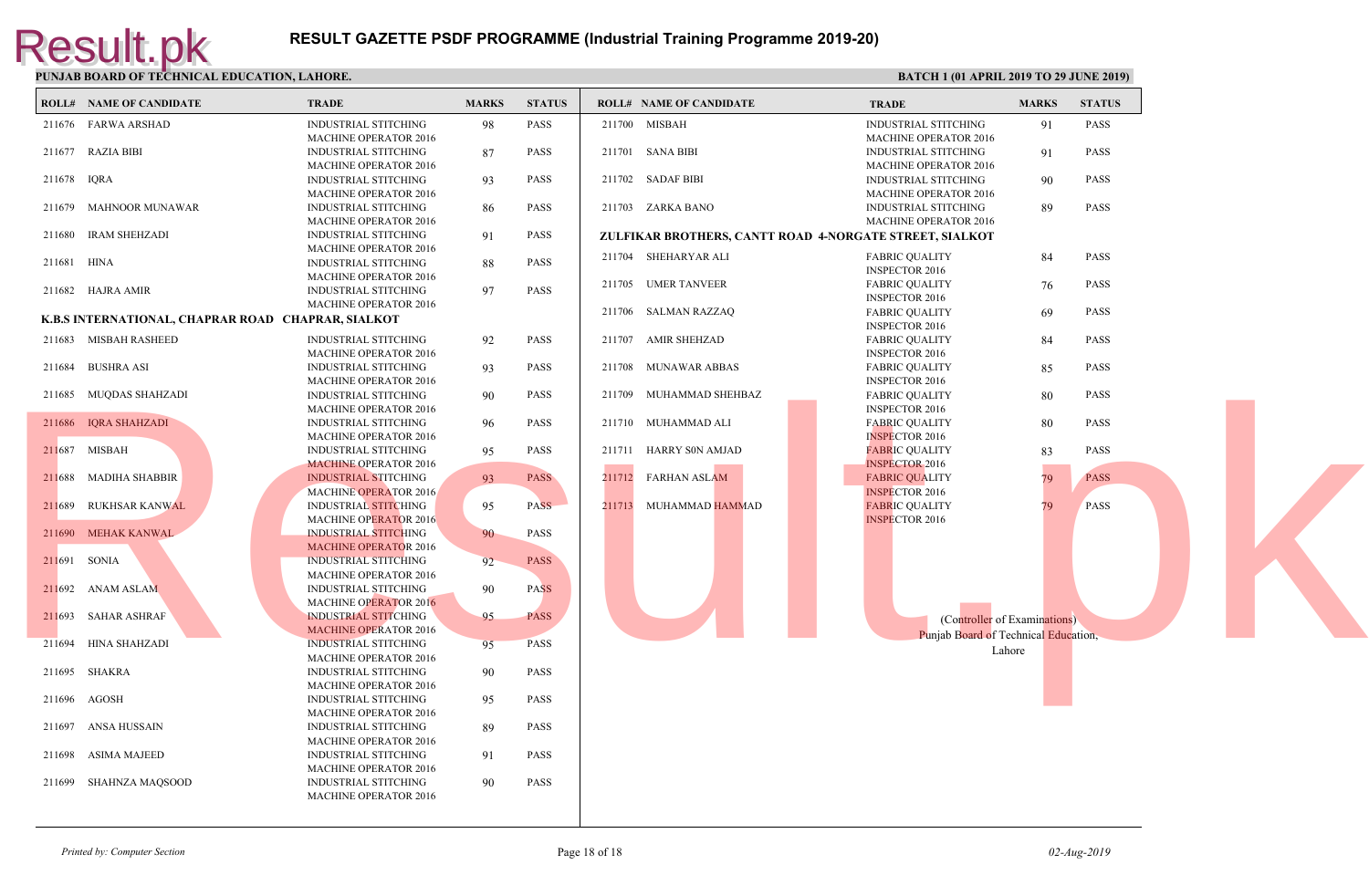# RESULT GAZETTE PSDF PROGRAMME (Industrial Training Programme 2019-20)

**PUNJAB BOARD OF TECHNICAL EDUCATION, LAHORE.**

**BATCH 1 (01 APRIL 2019 TO 29 JUNE 2019)**

| ROLL# | NAME OF CANDIDATE | TRADE | MARKS | STATUS |
|---|---|---|---|---|
| 211676 | FARWA ARSHAD | INDUSTRIAL STITCHING MACHINE OPERATOR 2016 | 98 | PASS |
| 211677 | RAZIA BIBI | INDUSTRIAL STITCHING MACHINE OPERATOR 2016 | 87 | PASS |
| 211678 | IQRA | INDUSTRIAL STITCHING MACHINE OPERATOR 2016 | 93 | PASS |
| 211679 | MAHNOOR MUNAWAR | INDUSTRIAL STITCHING MACHINE OPERATOR 2016 | 86 | PASS |
| 211680 | IRAM SHEHZADI | INDUSTRIAL STITCHING MACHINE OPERATOR 2016 | 91 | PASS |
| 211681 | HINA | INDUSTRIAL STITCHING MACHINE OPERATOR 2016 | 88 | PASS |
| 211682 | HAJRA AMIR | INDUSTRIAL STITCHING MACHINE OPERATOR 2016 | 97 | PASS |

**K.B.S INTERNATIONAL, CHAPRAR ROAD CHAPRAR, SIALKOT**

| ROLL# | NAME OF CANDIDATE | TRADE | MARKS | STATUS |
|---|---|---|---|---|
| 211683 | MISBAH RASHEED | INDUSTRIAL STITCHING MACHINE OPERATOR 2016 | 92 | PASS |
| 211684 | BUSHRA ASI | INDUSTRIAL STITCHING MACHINE OPERATOR 2016 | 93 | PASS |
| 211685 | MUQDAS SHAHZADI | INDUSTRIAL STITCHING MACHINE OPERATOR 2016 | 90 | PASS |
| 211686 | IQRA SHAHZADI | INDUSTRIAL STITCHING MACHINE OPERATOR 2016 | 96 | PASS |
| 211687 | MISBAH | INDUSTRIAL STITCHING MACHINE OPERATOR 2016 | 95 | PASS |
| 211688 | MADIHA SHABBIR | INDUSTRIAL STITCHING MACHINE OPERATOR 2016 | 93 | PASS |
| 211689 | RUKHSAR KANWAL | INDUSTRIAL STITCHING MACHINE OPERATOR 2016 | 95 | PASS |
| 211690 | MEHAK KANWAL | INDUSTRIAL STITCHING MACHINE OPERATOR 2016 | 90 | PASS |
| 211691 | SONIA | INDUSTRIAL STITCHING MACHINE OPERATOR 2016 | 92 | PASS |
| 211692 | ANAM ASLAM | INDUSTRIAL STITCHING MACHINE OPERATOR 2016 | 90 | PASS |
| 211693 | SAHAR ASHRAF | INDUSTRIAL STITCHING MACHINE OPERATOR 2016 | 95 | PASS |
| 211694 | HINA SHAHZADI | INDUSTRIAL STITCHING MACHINE OPERATOR 2016 | 95 | PASS |
| 211695 | SHAKRA | INDUSTRIAL STITCHING MACHINE OPERATOR 2016 | 90 | PASS |
| 211696 | AGOSH | INDUSTRIAL STITCHING MACHINE OPERATOR 2016 | 95 | PASS |
| 211697 | ANSA HUSSAIN | INDUSTRIAL STITCHING MACHINE OPERATOR 2016 | 89 | PASS |
| 211698 | ASIMA MAJEED | INDUSTRIAL STITCHING MACHINE OPERATOR 2016 | 91 | PASS |
| 211699 | SHAHNZA MAQSOOD | INDUSTRIAL STITCHING MACHINE OPERATOR 2016 | 90 | PASS |
| 211700 | MISBAH | INDUSTRIAL STITCHING MACHINE OPERATOR 2016 | 91 | PASS |
| 211701 | SANA BIBI | INDUSTRIAL STITCHING MACHINE OPERATOR 2016 | 91 | PASS |
| 211702 | SADAF BIBI | INDUSTRIAL STITCHING MACHINE OPERATOR 2016 | 90 | PASS |
| 211703 | ZARKA BANO | INDUSTRIAL STITCHING MACHINE OPERATOR 2016 | 89 | PASS |

**ZULFIKAR BROTHERS, CANTT ROAD 4-NORGATE STREET, SIALKOT**

| ROLL# | NAME OF CANDIDATE | TRADE | MARKS | STATUS |
|---|---|---|---|---|
| 211704 | SHEHARYAR ALI | FABRIC QUALITY INSPECTOR 2016 | 84 | PASS |
| 211705 | UMER TANVEER | FABRIC QUALITY INSPECTOR 2016 | 76 | PASS |
| 211706 | SALMAN RAZZAQ | FABRIC QUALITY INSPECTOR 2016 | 69 | PASS |
| 211707 | AMIR SHEHZAD | FABRIC QUALITY INSPECTOR 2016 | 84 | PASS |
| 211708 | MUNAWAR ABBAS | FABRIC QUALITY INSPECTOR 2016 | 85 | PASS |
| 211709 | MUHAMMAD SHEHBAZ | FABRIC QUALITY INSPECTOR 2016 | 80 | PASS |
| 211710 | MUHAMMAD ALI | FABRIC QUALITY INSPECTOR 2016 | 80 | PASS |
| 211711 | HARRY S0N AMJAD | FABRIC QUALITY INSPECTOR 2016 | 83 | PASS |
| 211712 | FARHAN ASLAM | FABRIC QUALITY INSPECTOR 2016 | 79 | PASS |
| 211713 | MUHAMMAD HAMMAD | FABRIC QUALITY INSPECTOR 2016 | 79 | PASS |

(Controller of Examinations)
Punjab Board of Technical Education,
Lahore

*Printed by: Computer Section*

*02-Aug-2019*